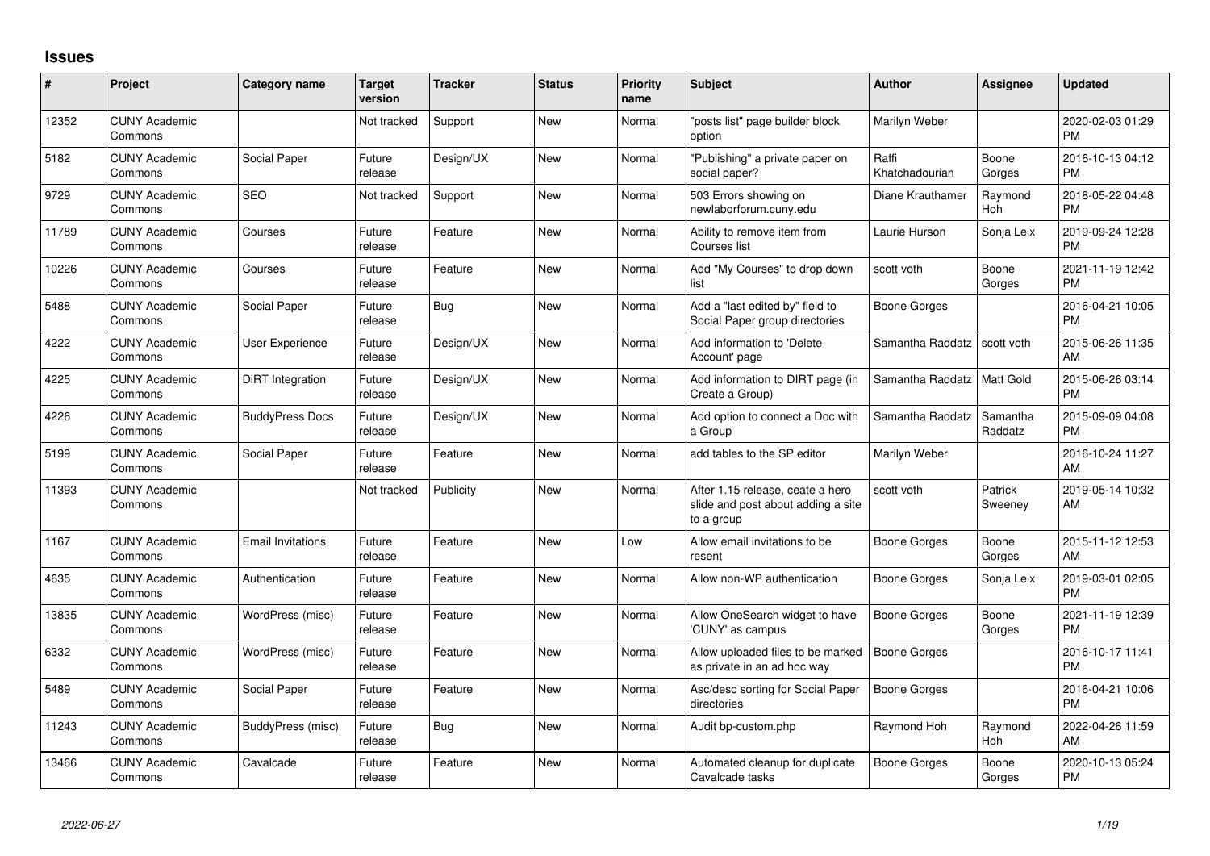# Issues

| # | Project | Category name | Target version | Tracker | Status | Priority name | Subject | Author | Assignee | Updated |
|---|---|---|---|---|---|---|---|---|---|---|
| 12352 | CUNY Academic Commons | | Not tracked | Support | New | Normal | "posts list" page builder block option | Marilyn Weber | | 2020-02-03 01:29 PM |
| 5182 | CUNY Academic Commons | Social Paper | Future release | Design/UX | New | Normal | "Publishing" a private paper on social paper? | Raffi Khatchadourian | Boone Gorges | 2016-10-13 04:12 PM |
| 9729 | CUNY Academic Commons | SEO | Not tracked | Support | New | Normal | 503 Errors showing on newlaborforum.cuny.edu | Diane Krauthamer | Raymond Hoh | 2018-05-22 04:48 PM |
| 11789 | CUNY Academic Commons | Courses | Future release | Feature | New | Normal | Ability to remove item from Courses list | Laurie Hurson | Sonja Leix | 2019-09-24 12:28 PM |
| 10226 | CUNY Academic Commons | Courses | Future release | Feature | New | Normal | Add "My Courses" to drop down list | scott voth | Boone Gorges | 2021-11-19 12:42 PM |
| 5488 | CUNY Academic Commons | Social Paper | Future release | Bug | New | Normal | Add a "last edited by" field to Social Paper group directories | Boone Gorges | | 2016-04-21 10:05 PM |
| 4222 | CUNY Academic Commons | User Experience | Future release | Design/UX | New | Normal | Add information to 'Delete Account' page | Samantha Raddatz | scott voth | 2015-06-26 11:35 AM |
| 4225 | CUNY Academic Commons | DiRT Integration | Future release | Design/UX | New | Normal | Add information to DIRT page (in Create a Group) | Samantha Raddatz | Matt Gold | 2015-06-26 03:14 PM |
| 4226 | CUNY Academic Commons | BuddyPress Docs | Future release | Design/UX | New | Normal | Add option to connect a Doc with a Group | Samantha Raddatz | Samantha Raddatz | 2015-09-09 04:08 PM |
| 5199 | CUNY Academic Commons | Social Paper | Future release | Feature | New | Normal | add tables to the SP editor | Marilyn Weber | | 2016-10-24 11:27 AM |
| 11393 | CUNY Academic Commons | | Not tracked | Publicity | New | Normal | After 1.15 release, ceate a hero slide and post about adding a site to a group | scott voth | Patrick Sweeney | 2019-05-14 10:32 AM |
| 1167 | CUNY Academic Commons | Email Invitations | Future release | Feature | New | Low | Allow email invitations to be resent | Boone Gorges | Boone Gorges | 2015-11-12 12:53 AM |
| 4635 | CUNY Academic Commons | Authentication | Future release | Feature | New | Normal | Allow non-WP authentication | Boone Gorges | Sonja Leix | 2019-03-01 02:05 PM |
| 13835 | CUNY Academic Commons | WordPress (misc) | Future release | Feature | New | Normal | Allow OneSearch widget to have 'CUNY' as campus | Boone Gorges | Boone Gorges | 2021-11-19 12:39 PM |
| 6332 | CUNY Academic Commons | WordPress (misc) | Future release | Feature | New | Normal | Allow uploaded files to be marked as private in an ad hoc way | Boone Gorges | | 2016-10-17 11:41 PM |
| 5489 | CUNY Academic Commons | Social Paper | Future release | Feature | New | Normal | Asc/desc sorting for Social Paper directories | Boone Gorges | | 2016-04-21 10:06 PM |
| 11243 | CUNY Academic Commons | BuddyPress (misc) | Future release | Bug | New | Normal | Audit bp-custom.php | Raymond Hoh | Raymond Hoh | 2022-04-26 11:59 AM |
| 13466 | CUNY Academic Commons | Cavalcade | Future release | Feature | New | Normal | Automated cleanup for duplicate Cavalcade tasks | Boone Gorges | Boone Gorges | 2020-10-13 05:24 PM |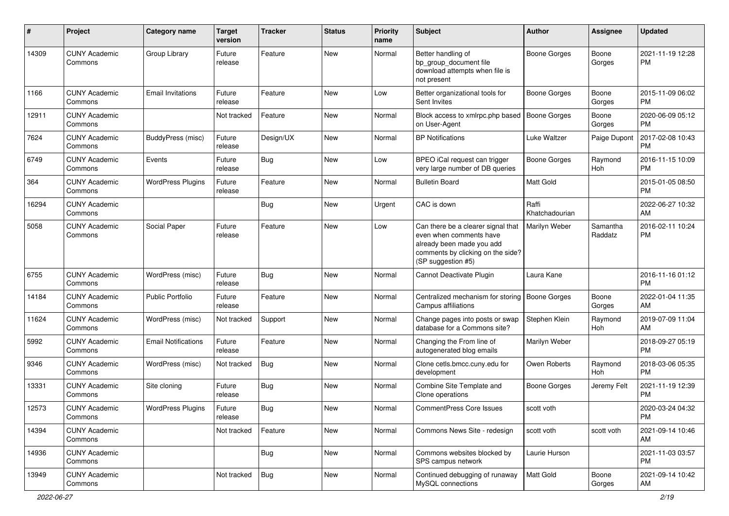| # | Project | Category name | Target version | Tracker | Status | Priority name | Subject | Author | Assignee | Updated |
|---|---|---|---|---|---|---|---|---|---|---|
| 14309 | CUNY Academic Commons | Group Library | Future release | Feature | New | Normal | Better handling of bp_group_document file download attempts when file is not present | Boone Gorges | Boone Gorges | 2021-11-19 12:28 PM |
| 1166 | CUNY Academic Commons | Email Invitations | Future release | Feature | New | Low | Better organizational tools for Sent Invites | Boone Gorges | Boone Gorges | 2015-11-09 06:02 PM |
| 12911 | CUNY Academic Commons | | Not tracked | Feature | New | Normal | Block access to xmlrpc.php based on User-Agent | Boone Gorges | Boone Gorges | 2020-06-09 05:12 PM |
| 7624 | CUNY Academic Commons | BuddyPress (misc) | Future release | Design/UX | New | Normal | BP Notifications | Luke Waltzer | Paige Dupont | 2017-02-08 10:43 PM |
| 6749 | CUNY Academic Commons | Events | Future release | Bug | New | Low | BPEO iCal request can trigger very large number of DB queries | Boone Gorges | Raymond Hoh | 2016-11-15 10:09 PM |
| 364 | CUNY Academic Commons | WordPress Plugins | Future release | Feature | New | Normal | Bulletin Board | Matt Gold | | 2015-01-05 08:50 PM |
| 16294 | CUNY Academic Commons | | | Bug | New | Urgent | CAC is down | Raffi Khatchadourian | | 2022-06-27 10:32 AM |
| 5058 | CUNY Academic Commons | Social Paper | Future release | Feature | New | Low | Can there be a clearer signal that even when comments have already been made you add comments by clicking on the side? (SP suggestion #5) | Marilyn Weber | Samantha Raddatz | 2016-02-11 10:24 PM |
| 6755 | CUNY Academic Commons | WordPress (misc) | Future release | Bug | New | Normal | Cannot Deactivate Plugin | Laura Kane | | 2016-11-16 01:12 PM |
| 14184 | CUNY Academic Commons | Public Portfolio | Future release | Feature | New | Normal | Centralized mechanism for storing Campus affiliations | Boone Gorges | Boone Gorges | 2022-01-04 11:35 AM |
| 11624 | CUNY Academic Commons | WordPress (misc) | Not tracked | Support | New | Normal | Change pages into posts or swap database for a Commons site? | Stephen Klein | Raymond Hoh | 2019-07-09 11:04 AM |
| 5992 | CUNY Academic Commons | Email Notifications | Future release | Feature | New | Normal | Changing the From line of autogenerated blog emails | Marilyn Weber | | 2018-09-27 05:19 PM |
| 9346 | CUNY Academic Commons | WordPress (misc) | Not tracked | Bug | New | Normal | Clone cetls.bmcc.cuny.edu for development | Owen Roberts | Raymond Hoh | 2018-03-06 05:35 PM |
| 13331 | CUNY Academic Commons | Site cloning | Future release | Bug | New | Normal | Combine Site Template and Clone operations | Boone Gorges | Jeremy Felt | 2021-11-19 12:39 PM |
| 12573 | CUNY Academic Commons | WordPress Plugins | Future release | Bug | New | Normal | CommentPress Core Issues | scott voth | | 2020-03-24 04:32 PM |
| 14394 | CUNY Academic Commons | | Not tracked | Feature | New | Normal | Commons News Site - redesign | scott voth | scott voth | 2021-09-14 10:46 AM |
| 14936 | CUNY Academic Commons | | | Bug | New | Normal | Commons websites blocked by SPS campus network | Laurie Hurson | | 2021-11-03 03:57 PM |
| 13949 | CUNY Academic Commons | | Not tracked | Bug | New | Normal | Continued debugging of runaway MySQL connections | Matt Gold | Boone Gorges | 2021-09-14 10:42 AM |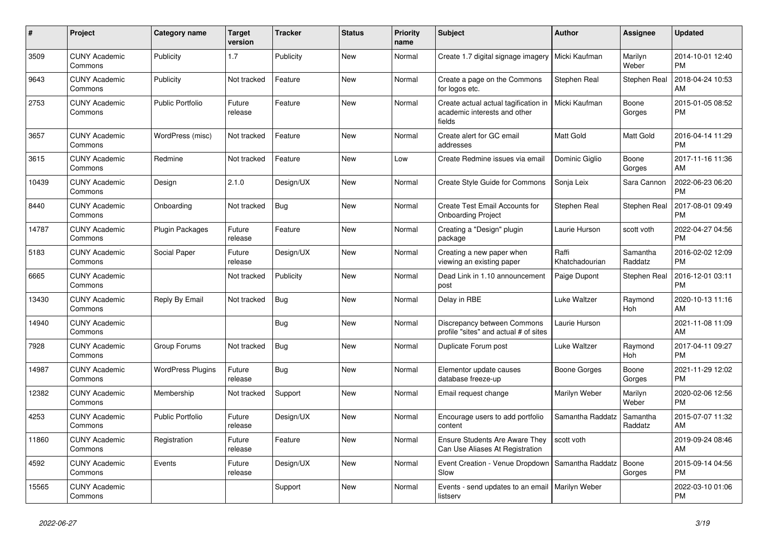| # | Project | Category name | Target version | Tracker | Status | Priority name | Subject | Author | Assignee | Updated |
|---|---|---|---|---|---|---|---|---|---|---|
| 3509 | CUNY Academic Commons | Publicity | 1.7 | Publicity | New | Normal | Create 1.7 digital signage imagery | Micki Kaufman | Marilyn Weber | 2014-10-01 12:40 PM |
| 9643 | CUNY Academic Commons | Publicity | Not tracked | Feature | New | Normal | Create a page on the Commons for logos etc. | Stephen Real | Stephen Real | 2018-04-24 10:53 AM |
| 2753 | CUNY Academic Commons | Public Portfolio | Future release | Feature | New | Normal | Create actual actual tagification in academic interests and other fields | Micki Kaufman | Boone Gorges | 2015-01-05 08:52 PM |
| 3657 | CUNY Academic Commons | WordPress (misc) | Not tracked | Feature | New | Normal | Create alert for GC email addresses | Matt Gold | Matt Gold | 2016-04-14 11:29 PM |
| 3615 | CUNY Academic Commons | Redmine | Not tracked | Feature | New | Low | Create Redmine issues via email | Dominic Giglio | Boone Gorges | 2017-11-16 11:36 AM |
| 10439 | CUNY Academic Commons | Design | 2.1.0 | Design/UX | New | Normal | Create Style Guide for Commons | Sonja Leix | Sara Cannon | 2022-06-23 06:20 PM |
| 8440 | CUNY Academic Commons | Onboarding | Not tracked | Bug | New | Normal | Create Test Email Accounts for Onboarding Project | Stephen Real | Stephen Real | 2017-08-01 09:49 PM |
| 14787 | CUNY Academic Commons | Plugin Packages | Future release | Feature | New | Normal | Creating a "Design" plugin package | Laurie Hurson | scott voth | 2022-04-27 04:56 PM |
| 5183 | CUNY Academic Commons | Social Paper | Future release | Design/UX | New | Normal | Creating a new paper when viewing an existing paper | Raffi Khatchadourian | Samantha Raddatz | 2016-02-02 12:09 PM |
| 6665 | CUNY Academic Commons | | Not tracked | Publicity | New | Normal | Dead Link in 1.10 announcement post | Paige Dupont | Stephen Real | 2016-12-01 03:11 PM |
| 13430 | CUNY Academic Commons | Reply By Email | Not tracked | Bug | New | Normal | Delay in RBE | Luke Waltzer | Raymond Hoh | 2020-10-13 11:16 AM |
| 14940 | CUNY Academic Commons | | | Bug | New | Normal | Discrepancy between Commons profile "sites" and actual # of sites | Laurie Hurson | | 2021-11-08 11:09 AM |
| 7928 | CUNY Academic Commons | Group Forums | Not tracked | Bug | New | Normal | Duplicate Forum post | Luke Waltzer | Raymond Hoh | 2017-04-11 09:27 PM |
| 14987 | CUNY Academic Commons | WordPress Plugins | Future release | Bug | New | Normal | Elementor update causes database freeze-up | Boone Gorges | Boone Gorges | 2021-11-29 12:02 PM |
| 12382 | CUNY Academic Commons | Membership | Not tracked | Support | New | Normal | Email request change | Marilyn Weber | Marilyn Weber | 2020-02-06 12:56 PM |
| 4253 | CUNY Academic Commons | Public Portfolio | Future release | Design/UX | New | Normal | Encourage users to add portfolio content | Samantha Raddatz | Samantha Raddatz | 2015-07-07 11:32 AM |
| 11860 | CUNY Academic Commons | Registration | Future release | Feature | New | Normal | Ensure Students Are Aware They Can Use Aliases At Registration | scott voth | | 2019-09-24 08:46 AM |
| 4592 | CUNY Academic Commons | Events | Future release | Design/UX | New | Normal | Event Creation - Venue Dropdown Slow | Samantha Raddatz | Boone Gorges | 2015-09-14 04:56 PM |
| 15565 | CUNY Academic Commons | | | Support | New | Normal | Events - send updates to an email listserv | Marilyn Weber | | 2022-03-10 01:06 PM |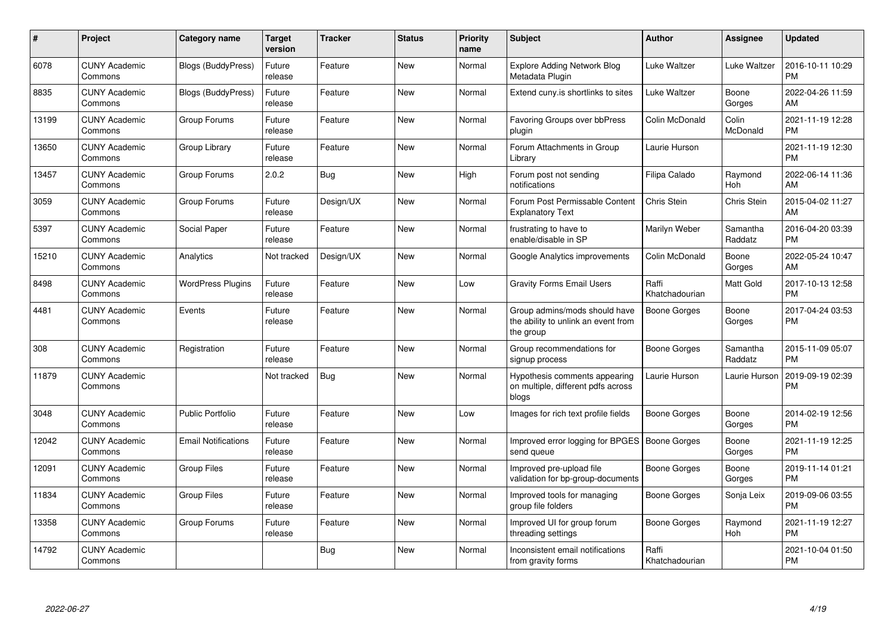| # | Project | Category name | Target version | Tracker | Status | Priority name | Subject | Author | Assignee | Updated |
|---|---|---|---|---|---|---|---|---|---|---|
| 6078 | CUNY Academic Commons | Blogs (BuddyPress) | Future release | Feature | New | Normal | Explore Adding Network Blog Metadata Plugin | Luke Waltzer | Luke Waltzer | 2016-10-11 10:29 PM |
| 8835 | CUNY Academic Commons | Blogs (BuddyPress) | Future release | Feature | New | Normal | Extend cuny.is shortlinks to sites | Luke Waltzer | Boone Gorges | 2022-04-26 11:59 AM |
| 13199 | CUNY Academic Commons | Group Forums | Future release | Feature | New | Normal | Favoring Groups over bbPress plugin | Colin McDonald | Colin McDonald | 2021-11-19 12:28 PM |
| 13650 | CUNY Academic Commons | Group Library | Future release | Feature | New | Normal | Forum Attachments in Group Library | Laurie Hurson | | 2021-11-19 12:30 PM |
| 13457 | CUNY Academic Commons | Group Forums | 2.0.2 | Bug | New | High | Forum post not sending notifications | Filipa Calado | Raymond Hoh | 2022-06-14 11:36 AM |
| 3059 | CUNY Academic Commons | Group Forums | Future release | Design/UX | New | Normal | Forum Post Permissable Content Explanatory Text | Chris Stein | Chris Stein | 2015-04-02 11:27 AM |
| 5397 | CUNY Academic Commons | Social Paper | Future release | Feature | New | Normal | frustrating to have to enable/disable in SP | Marilyn Weber | Samantha Raddatz | 2016-04-20 03:39 PM |
| 15210 | CUNY Academic Commons | Analytics | Not tracked | Design/UX | New | Normal | Google Analytics improvements | Colin McDonald | Boone Gorges | 2022-05-24 10:47 AM |
| 8498 | CUNY Academic Commons | WordPress Plugins | Future release | Feature | New | Low | Gravity Forms Email Users | Raffi Khatchadourian | Matt Gold | 2017-10-13 12:58 PM |
| 4481 | CUNY Academic Commons | Events | Future release | Feature | New | Normal | Group admins/mods should have the ability to unlink an event from the group | Boone Gorges | Boone Gorges | 2017-04-24 03:53 PM |
| 308 | CUNY Academic Commons | Registration | Future release | Feature | New | Normal | Group recommendations for signup process | Boone Gorges | Samantha Raddatz | 2015-11-09 05:07 PM |
| 11879 | CUNY Academic Commons | | Not tracked | Bug | New | Normal | Hypothesis comments appearing on multiple, different pdfs across blogs | Laurie Hurson | Laurie Hurson | 2019-09-19 02:39 PM |
| 3048 | CUNY Academic Commons | Public Portfolio | Future release | Feature | New | Low | Images for rich text profile fields | Boone Gorges | Boone Gorges | 2014-02-19 12:56 PM |
| 12042 | CUNY Academic Commons | Email Notifications | Future release | Feature | New | Normal | Improved error logging for BPGES send queue | Boone Gorges | Boone Gorges | 2021-11-19 12:25 PM |
| 12091 | CUNY Academic Commons | Group Files | Future release | Feature | New | Normal | Improved pre-upload file validation for bp-group-documents | Boone Gorges | Boone Gorges | 2019-11-14 01:21 PM |
| 11834 | CUNY Academic Commons | Group Files | Future release | Feature | New | Normal | Improved tools for managing group file folders | Boone Gorges | Sonja Leix | 2019-09-06 03:55 PM |
| 13358 | CUNY Academic Commons | Group Forums | Future release | Feature | New | Normal | Improved UI for group forum threading settings | Boone Gorges | Raymond Hoh | 2021-11-19 12:27 PM |
| 14792 | CUNY Academic Commons | | | Bug | New | Normal | Inconsistent email notifications from gravity forms | Raffi Khatchadourian | | 2021-10-04 01:50 PM |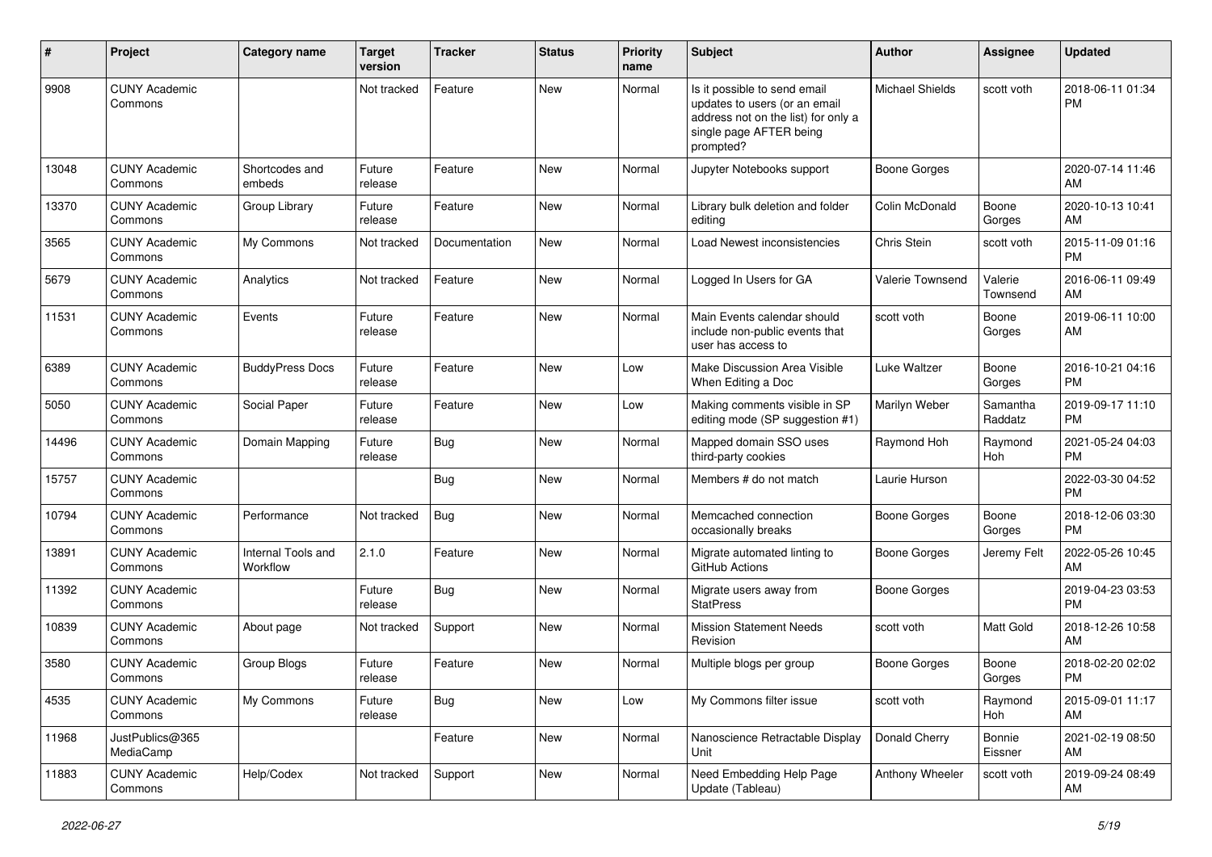| # | Project | Category name | Target version | Tracker | Status | Priority name | Subject | Author | Assignee | Updated |
|---|---|---|---|---|---|---|---|---|---|---|
| 9908 | CUNY Academic Commons | | Not tracked | Feature | New | Normal | Is it possible to send email updates to users (or an email address not on the list) for only a single page AFTER being prompted? | Michael Shields | scott voth | 2018-06-11 01:34 PM |
| 13048 | CUNY Academic Commons | Shortcodes and embeds | Future release | Feature | New | Normal | Jupyter Notebooks support | Boone Gorges | | 2020-07-14 11:46 AM |
| 13370 | CUNY Academic Commons | Group Library | Future release | Feature | New | Normal | Library bulk deletion and folder editing | Colin McDonald | Boone Gorges | 2020-10-13 10:41 AM |
| 3565 | CUNY Academic Commons | My Commons | Not tracked | Documentation | New | Normal | Load Newest inconsistencies | Chris Stein | scott voth | 2015-11-09 01:16 PM |
| 5679 | CUNY Academic Commons | Analytics | Not tracked | Feature | New | Normal | Logged In Users for GA | Valerie Townsend | Valerie Townsend | 2016-06-11 09:49 AM |
| 11531 | CUNY Academic Commons | Events | Future release | Feature | New | Normal | Main Events calendar should include non-public events that user has access to | scott voth | Boone Gorges | 2019-06-11 10:00 AM |
| 6389 | CUNY Academic Commons | BuddyPress Docs | Future release | Feature | New | Low | Make Discussion Area Visible When Editing a Doc | Luke Waltzer | Boone Gorges | 2016-10-21 04:16 PM |
| 5050 | CUNY Academic Commons | Social Paper | Future release | Feature | New | Low | Making comments visible in SP editing mode (SP suggestion #1) | Marilyn Weber | Samantha Raddatz | 2019-09-17 11:10 PM |
| 14496 | CUNY Academic Commons | Domain Mapping | Future release | Bug | New | Normal | Mapped domain SSO uses third-party cookies | Raymond Hoh | Raymond Hoh | 2021-05-24 04:03 PM |
| 15757 | CUNY Academic Commons | | | Bug | New | Normal | Members # do not match | Laurie Hurson | | 2022-03-30 04:52 PM |
| 10794 | CUNY Academic Commons | Performance | Not tracked | Bug | New | Normal | Memcached connection occasionally breaks | Boone Gorges | Boone Gorges | 2018-12-06 03:30 PM |
| 13891 | CUNY Academic Commons | Internal Tools and Workflow | 2.1.0 | Feature | New | Normal | Migrate automated linting to GitHub Actions | Boone Gorges | Jeremy Felt | 2022-05-26 10:45 AM |
| 11392 | CUNY Academic Commons | | Future release | Bug | New | Normal | Migrate users away from StatPress | Boone Gorges | | 2019-04-23 03:53 PM |
| 10839 | CUNY Academic Commons | About page | Not tracked | Support | New | Normal | Mission Statement Needs Revision | scott voth | Matt Gold | 2018-12-26 10:58 AM |
| 3580 | CUNY Academic Commons | Group Blogs | Future release | Feature | New | Normal | Multiple blogs per group | Boone Gorges | Boone Gorges | 2018-02-20 02:02 PM |
| 4535 | CUNY Academic Commons | My Commons | Future release | Bug | New | Low | My Commons filter issue | scott voth | Raymond Hoh | 2015-09-01 11:17 AM |
| 11968 | JustPublics@365 MediaCamp | | | Feature | New | Normal | Nanoscience Retractable Display Unit | Donald Cherry | Bonnie Eissner | 2021-02-19 08:50 AM |
| 11883 | CUNY Academic Commons | Help/Codex | Not tracked | Support | New | Normal | Need Embedding Help Page Update (Tableau) | Anthony Wheeler | scott voth | 2019-09-24 08:49 AM |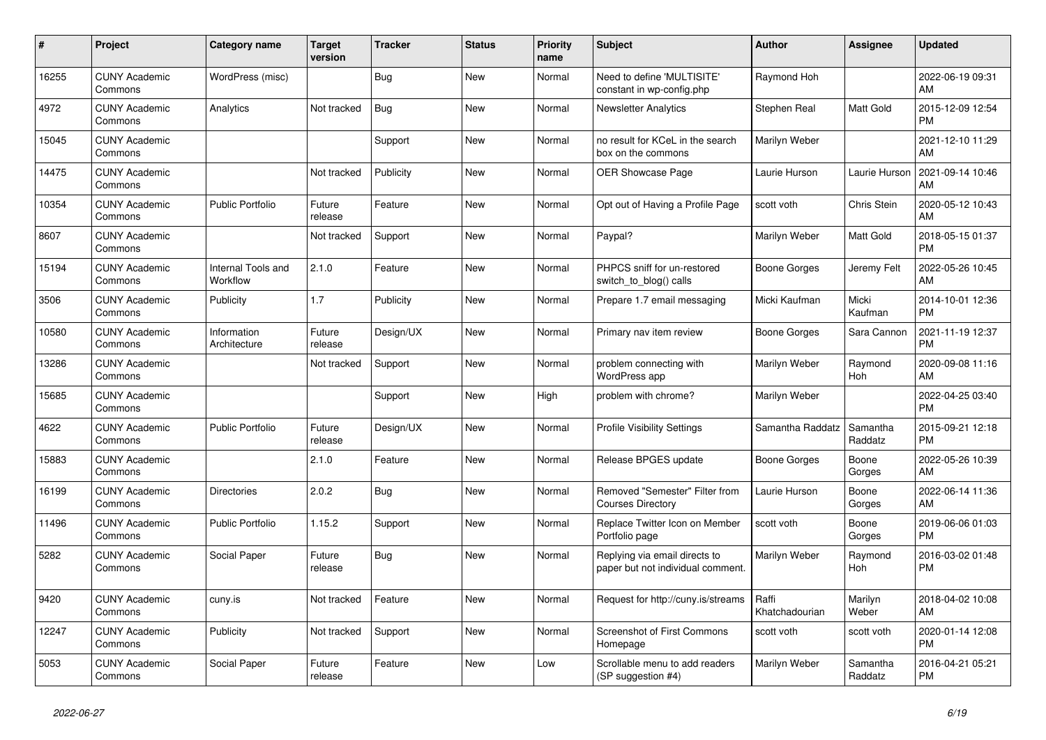| # | Project | Category name | Target version | Tracker | Status | Priority name | Subject | Author | Assignee | Updated |
|---|---|---|---|---|---|---|---|---|---|---|
| 16255 | CUNY Academic Commons | WordPress (misc) | | Bug | New | Normal | Need to define 'MULTISITE' constant in wp-config.php | Raymond Hoh | | 2022-06-19 09:31 AM |
| 4972 | CUNY Academic Commons | Analytics | Not tracked | Bug | New | Normal | Newsletter Analytics | Stephen Real | Matt Gold | 2015-12-09 12:54 PM |
| 15045 | CUNY Academic Commons | | | Support | New | Normal | no result for KCeL in the search box on the commons | Marilyn Weber | | 2021-12-10 11:29 AM |
| 14475 | CUNY Academic Commons | | Not tracked | Publicity | New | Normal | OER Showcase Page | Laurie Hurson | Laurie Hurson | 2021-09-14 10:46 AM |
| 10354 | CUNY Academic Commons | Public Portfolio | Future release | Feature | New | Normal | Opt out of Having a Profile Page | scott voth | Chris Stein | 2020-05-12 10:43 AM |
| 8607 | CUNY Academic Commons | | Not tracked | Support | New | Normal | Paypal? | Marilyn Weber | Matt Gold | 2018-05-15 01:37 PM |
| 15194 | CUNY Academic Commons | Internal Tools and Workflow | 2.1.0 | Feature | New | Normal | PHPCS sniff for un-restored switch_to_blog() calls | Boone Gorges | Jeremy Felt | 2022-05-26 10:45 AM |
| 3506 | CUNY Academic Commons | Publicity | 1.7 | Publicity | New | Normal | Prepare 1.7 email messaging | Micki Kaufman | Micki Kaufman | 2014-10-01 12:36 PM |
| 10580 | CUNY Academic Commons | Information Architecture | Future release | Design/UX | New | Normal | Primary nav item review | Boone Gorges | Sara Cannon | 2021-11-19 12:37 PM |
| 13286 | CUNY Academic Commons | | Not tracked | Support | New | Normal | problem connecting with WordPress app | Marilyn Weber | Raymond Hoh | 2020-09-08 11:16 AM |
| 15685 | CUNY Academic Commons | | | Support | New | High | problem with chrome? | Marilyn Weber | | 2022-04-25 03:40 PM |
| 4622 | CUNY Academic Commons | Public Portfolio | Future release | Design/UX | New | Normal | Profile Visibility Settings | Samantha Raddatz | Samantha Raddatz | 2015-09-21 12:18 PM |
| 15883 | CUNY Academic Commons | | 2.1.0 | Feature | New | Normal | Release BPGES update | Boone Gorges | Boone Gorges | 2022-05-26 10:39 AM |
| 16199 | CUNY Academic Commons | Directories | 2.0.2 | Bug | New | Normal | Removed "Semester" Filter from Courses Directory | Laurie Hurson | Boone Gorges | 2022-06-14 11:36 AM |
| 11496 | CUNY Academic Commons | Public Portfolio | 1.15.2 | Support | New | Normal | Replace Twitter Icon on Member Portfolio page | scott voth | Boone Gorges | 2019-06-06 01:03 PM |
| 5282 | CUNY Academic Commons | Social Paper | Future release | Bug | New | Normal | Replying via email directs to paper but not individual comment. | Marilyn Weber | Raymond Hoh | 2016-03-02 01:48 PM |
| 9420 | CUNY Academic Commons | cuny.is | Not tracked | Feature | New | Normal | Request for http://cuny.is/streams | Raffi Khatchadourian | Marilyn Weber | 2018-04-02 10:08 AM |
| 12247 | CUNY Academic Commons | Publicity | Not tracked | Support | New | Normal | Screenshot of First Commons Homepage | scott voth | scott voth | 2020-01-14 12:08 PM |
| 5053 | CUNY Academic Commons | Social Paper | Future release | Feature | New | Low | Scrollable menu to add readers (SP suggestion #4) | Marilyn Weber | Samantha Raddatz | 2016-04-21 05:21 PM |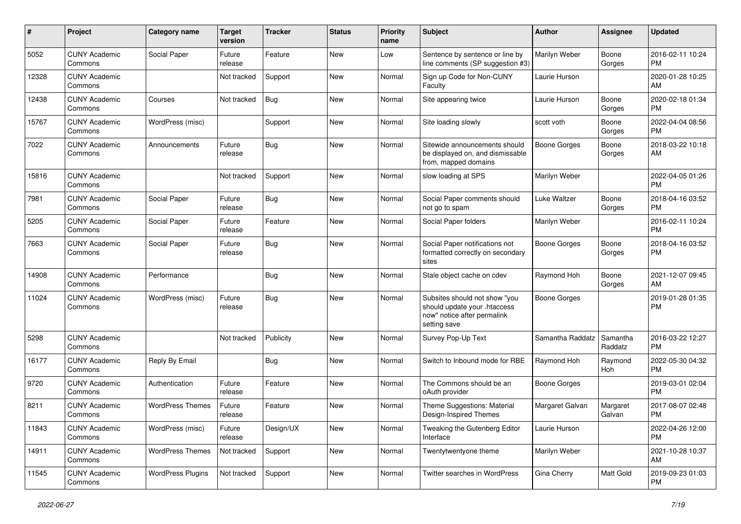| # | Project | Category name | Target version | Tracker | Status | Priority name | Subject | Author | Assignee | Updated |
|---|---|---|---|---|---|---|---|---|---|---|
| 5052 | CUNY Academic Commons | Social Paper | Future release | Feature | New | Low | Sentence by sentence or line by line comments (SP suggestion #3) | Marilyn Weber | Boone Gorges | 2016-02-11 10:24 PM |
| 12328 | CUNY Academic Commons |  | Not tracked | Support | New | Normal | Sign up Code for Non-CUNY Faculty | Laurie Hurson |  | 2020-01-28 10:25 AM |
| 12438 | CUNY Academic Commons | Courses | Not tracked | Bug | New | Normal | Site appearing twice | Laurie Hurson | Boone Gorges | 2020-02-18 01:34 PM |
| 15767 | CUNY Academic Commons | WordPress (misc) |  | Support | New | Normal | Site loading slowly | scott voth | Boone Gorges | 2022-04-04 08:56 PM |
| 7022 | CUNY Academic Commons | Announcements | Future release | Bug | New | Normal | Sitewide announcements should be displayed on, and dismissable from, mapped domains | Boone Gorges | Boone Gorges | 2018-03-22 10:18 AM |
| 15816 | CUNY Academic Commons |  | Not tracked | Support | New | Normal | slow loading at SPS | Marilyn Weber |  | 2022-04-05 01:26 PM |
| 7981 | CUNY Academic Commons | Social Paper | Future release | Bug | New | Normal | Social Paper comments should not go to spam | Luke Waltzer | Boone Gorges | 2018-04-16 03:52 PM |
| 5205 | CUNY Academic Commons | Social Paper | Future release | Feature | New | Normal | Social Paper folders | Marilyn Weber |  | 2016-02-11 10:24 PM |
| 7663 | CUNY Academic Commons | Social Paper | Future release | Bug | New | Normal | Social Paper notifications not formatted correctly on secondary sites | Boone Gorges | Boone Gorges | 2018-04-16 03:52 PM |
| 14908 | CUNY Academic Commons | Performance |  | Bug | New | Normal | Stale object cache on cdev | Raymond Hoh | Boone Gorges | 2021-12-07 09:45 AM |
| 11024 | CUNY Academic Commons | WordPress (misc) | Future release | Bug | New | Normal | Subsites should not show "you should update your .htaccess now" notice after permalink setting save | Boone Gorges |  | 2019-01-28 01:35 PM |
| 5298 | CUNY Academic Commons |  | Not tracked | Publicity | New | Normal | Survey Pop-Up Text | Samantha Raddatz | Samantha Raddatz | 2016-03-22 12:27 PM |
| 16177 | CUNY Academic Commons | Reply By Email |  | Bug | New | Normal | Switch to Inbound mode for RBE | Raymond Hoh | Raymond Hoh | 2022-05-30 04:32 PM |
| 9720 | CUNY Academic Commons | Authentication | Future release | Feature | New | Normal | The Commons should be an oAuth provider | Boone Gorges |  | 2019-03-01 02:04 PM |
| 8211 | CUNY Academic Commons | WordPress Themes | Future release | Feature | New | Normal | Theme Suggestions: Material Design-Inspired Themes | Margaret Galvan | Margaret Galvan | 2017-08-07 02:48 PM |
| 11843 | CUNY Academic Commons | WordPress (misc) | Future release | Design/UX | New | Normal | Tweaking the Gutenberg Editor Interface | Laurie Hurson |  | 2022-04-26 12:00 PM |
| 14911 | CUNY Academic Commons | WordPress Themes | Not tracked | Support | New | Normal | Twentytwentyone theme | Marilyn Weber |  | 2021-10-28 10:37 AM |
| 11545 | CUNY Academic Commons | WordPress Plugins | Not tracked | Support | New | Normal | Twitter searches in WordPress | Gina Cherry | Matt Gold | 2019-09-23 01:03 PM |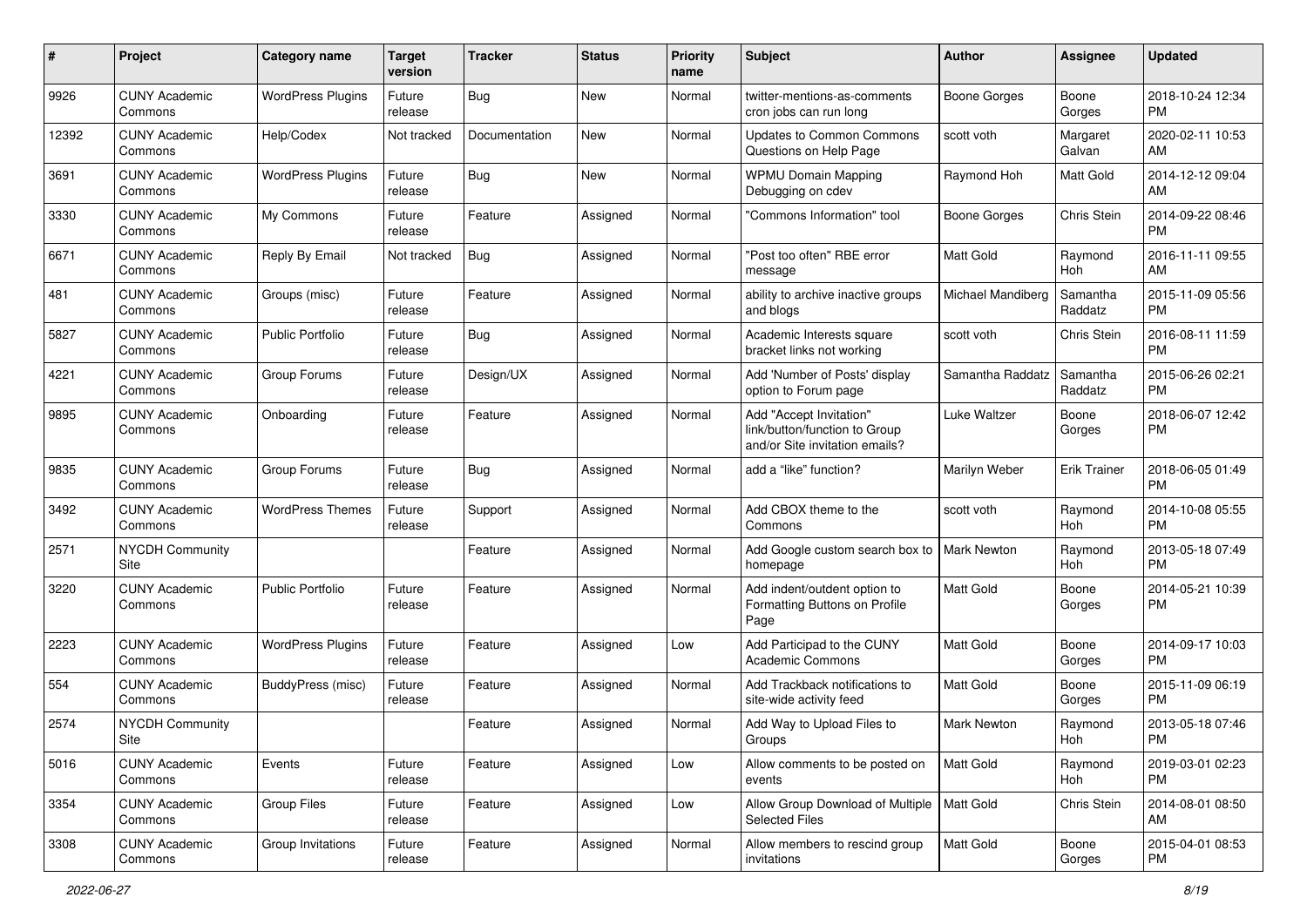| # | Project | Category name | Target version | Tracker | Status | Priority name | Subject | Author | Assignee | Updated |
|---|---|---|---|---|---|---|---|---|---|---|
| 9926 | CUNY Academic Commons | WordPress Plugins | Future release | Bug | New | Normal | twitter-mentions-as-comments cron jobs can run long | Boone Gorges | Boone Gorges | 2018-10-24 12:34 PM |
| 12392 | CUNY Academic Commons | Help/Codex | Not tracked | Documentation | New | Normal | Updates to Common Commons Questions on Help Page | scott voth | Margaret Galvan | 2020-02-11 10:53 AM |
| 3691 | CUNY Academic Commons | WordPress Plugins | Future release | Bug | New | Normal | WPMU Domain Mapping Debugging on cdev | Raymond Hoh | Matt Gold | 2014-12-12 09:04 AM |
| 3330 | CUNY Academic Commons | My Commons | Future release | Feature | Assigned | Normal | "Commons Information" tool | Boone Gorges | Chris Stein | 2014-09-22 08:46 PM |
| 6671 | CUNY Academic Commons | Reply By Email | Not tracked | Bug | Assigned | Normal | "Post too often" RBE error message | Matt Gold | Raymond Hoh | 2016-11-11 09:55 AM |
| 481 | CUNY Academic Commons | Groups (misc) | Future release | Feature | Assigned | Normal | ability to archive inactive groups and blogs | Michael Mandiberg | Samantha Raddatz | 2015-11-09 05:56 PM |
| 5827 | CUNY Academic Commons | Public Portfolio | Future release | Bug | Assigned | Normal | Academic Interests square bracket links not working | scott voth | Chris Stein | 2016-08-11 11:59 PM |
| 4221 | CUNY Academic Commons | Group Forums | Future release | Design/UX | Assigned | Normal | Add 'Number of Posts' display option to Forum page | Samantha Raddatz | Samantha Raddatz | 2015-06-26 02:21 PM |
| 9895 | CUNY Academic Commons | Onboarding | Future release | Feature | Assigned | Normal | Add "Accept Invitation" link/button/function to Group and/or Site invitation emails? | Luke Waltzer | Boone Gorges | 2018-06-07 12:42 PM |
| 9835 | CUNY Academic Commons | Group Forums | Future release | Bug | Assigned | Normal | add a "like" function? | Marilyn Weber | Erik Trainer | 2018-06-05 01:49 PM |
| 3492 | CUNY Academic Commons | WordPress Themes | Future release | Support | Assigned | Normal | Add CBOX theme to the Commons | scott voth | Raymond Hoh | 2014-10-08 05:55 PM |
| 2571 | NYCDH Community Site | | | Feature | Assigned | Normal | Add Google custom search box to homepage | Mark Newton | Raymond Hoh | 2013-05-18 07:49 PM |
| 3220 | CUNY Academic Commons | Public Portfolio | Future release | Feature | Assigned | Normal | Add indent/outdent option to Formatting Buttons on Profile Page | Matt Gold | Boone Gorges | 2014-05-21 10:39 PM |
| 2223 | CUNY Academic Commons | WordPress Plugins | Future release | Feature | Assigned | Low | Add Participad to the CUNY Academic Commons | Matt Gold | Boone Gorges | 2014-09-17 10:03 PM |
| 554 | CUNY Academic Commons | BuddyPress (misc) | Future release | Feature | Assigned | Normal | Add Trackback notifications to site-wide activity feed | Matt Gold | Boone Gorges | 2015-11-09 06:19 PM |
| 2574 | NYCDH Community Site | | | Feature | Assigned | Normal | Add Way to Upload Files to Groups | Mark Newton | Raymond Hoh | 2013-05-18 07:46 PM |
| 5016 | CUNY Academic Commons | Events | Future release | Feature | Assigned | Low | Allow comments to be posted on events | Matt Gold | Raymond Hoh | 2019-03-01 02:23 PM |
| 3354 | CUNY Academic Commons | Group Files | Future release | Feature | Assigned | Low | Allow Group Download of Multiple Selected Files | Matt Gold | Chris Stein | 2014-08-01 08:50 AM |
| 3308 | CUNY Academic Commons | Group Invitations | Future release | Feature | Assigned | Normal | Allow members to rescind group invitations | Matt Gold | Boone Gorges | 2015-04-01 08:53 PM |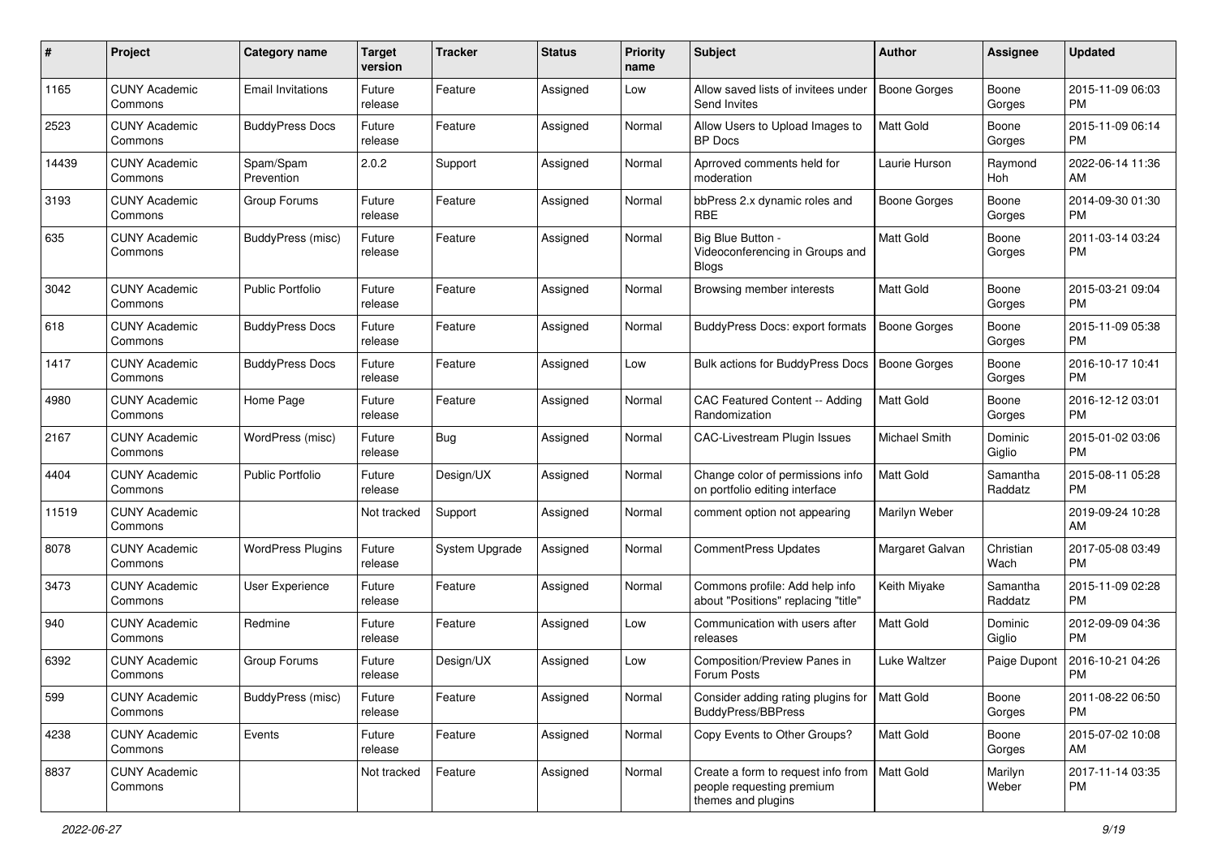| # | Project | Category name | Target version | Tracker | Status | Priority name | Subject | Author | Assignee | Updated |
|---|---|---|---|---|---|---|---|---|---|---|
| 1165 | CUNY Academic Commons | Email Invitations | Future release | Feature | Assigned | Low | Allow saved lists of invitees under Send Invites | Boone Gorges | Boone Gorges | 2015-11-09 06:03 PM |
| 2523 | CUNY Academic Commons | BuddyPress Docs | Future release | Feature | Assigned | Normal | Allow Users to Upload Images to BP Docs | Matt Gold | Boone Gorges | 2015-11-09 06:14 PM |
| 14439 | CUNY Academic Commons | Spam/Spam Prevention | 2.0.2 | Support | Assigned | Normal | Aprroved comments held for moderation | Laurie Hurson | Raymond Hoh | 2022-06-14 11:36 AM |
| 3193 | CUNY Academic Commons | Group Forums | Future release | Feature | Assigned | Normal | bbPress 2.x dynamic roles and RBE | Boone Gorges | Boone Gorges | 2014-09-30 01:30 PM |
| 635 | CUNY Academic Commons | BuddyPress (misc) | Future release | Feature | Assigned | Normal | Big Blue Button - Videoconferencing in Groups and Blogs | Matt Gold | Boone Gorges | 2011-03-14 03:24 PM |
| 3042 | CUNY Academic Commons | Public Portfolio | Future release | Feature | Assigned | Normal | Browsing member interests | Matt Gold | Boone Gorges | 2015-03-21 09:04 PM |
| 618 | CUNY Academic Commons | BuddyPress Docs | Future release | Feature | Assigned | Normal | BuddyPress Docs: export formats | Boone Gorges | Boone Gorges | 2015-11-09 05:38 PM |
| 1417 | CUNY Academic Commons | BuddyPress Docs | Future release | Feature | Assigned | Low | Bulk actions for BuddyPress Docs | Boone Gorges | Boone Gorges | 2016-10-17 10:41 PM |
| 4980 | CUNY Academic Commons | Home Page | Future release | Feature | Assigned | Normal | CAC Featured Content -- Adding Randomization | Matt Gold | Boone Gorges | 2016-12-12 03:01 PM |
| 2167 | CUNY Academic Commons | WordPress (misc) | Future release | Bug | Assigned | Normal | CAC-Livestream Plugin Issues | Michael Smith | Dominic Giglio | 2015-01-02 03:06 PM |
| 4404 | CUNY Academic Commons | Public Portfolio | Future release | Design/UX | Assigned | Normal | Change color of permissions info on portfolio editing interface | Matt Gold | Samantha Raddatz | 2015-08-11 05:28 PM |
| 11519 | CUNY Academic Commons | | Not tracked | Support | Assigned | Normal | comment option not appearing | Marilyn Weber | | 2019-09-24 10:28 AM |
| 8078 | CUNY Academic Commons | WordPress Plugins | Future release | System Upgrade | Assigned | Normal | CommentPress Updates | Margaret Galvan | Christian Wach | 2017-05-08 03:49 PM |
| 3473 | CUNY Academic Commons | User Experience | Future release | Feature | Assigned | Normal | Commons profile: Add help info about "Positions" replacing "title" | Keith Miyake | Samantha Raddatz | 2015-11-09 02:28 PM |
| 940 | CUNY Academic Commons | Redmine | Future release | Feature | Assigned | Low | Communication with users after releases | Matt Gold | Dominic Giglio | 2012-09-09 04:36 PM |
| 6392 | CUNY Academic Commons | Group Forums | Future release | Design/UX | Assigned | Low | Composition/Preview Panes in Forum Posts | Luke Waltzer | Paige Dupont | 2016-10-21 04:26 PM |
| 599 | CUNY Academic Commons | BuddyPress (misc) | Future release | Feature | Assigned | Normal | Consider adding rating plugins for BuddyPress/BBPress | Matt Gold | Boone Gorges | 2011-08-22 06:50 PM |
| 4238 | CUNY Academic Commons | Events | Future release | Feature | Assigned | Normal | Copy Events to Other Groups? | Matt Gold | Boone Gorges | 2015-07-02 10:08 AM |
| 8837 | CUNY Academic Commons | | Not tracked | Feature | Assigned | Normal | Create a form to request info from people requesting premium themes and plugins | Matt Gold | Marilyn Weber | 2017-11-14 03:35 PM |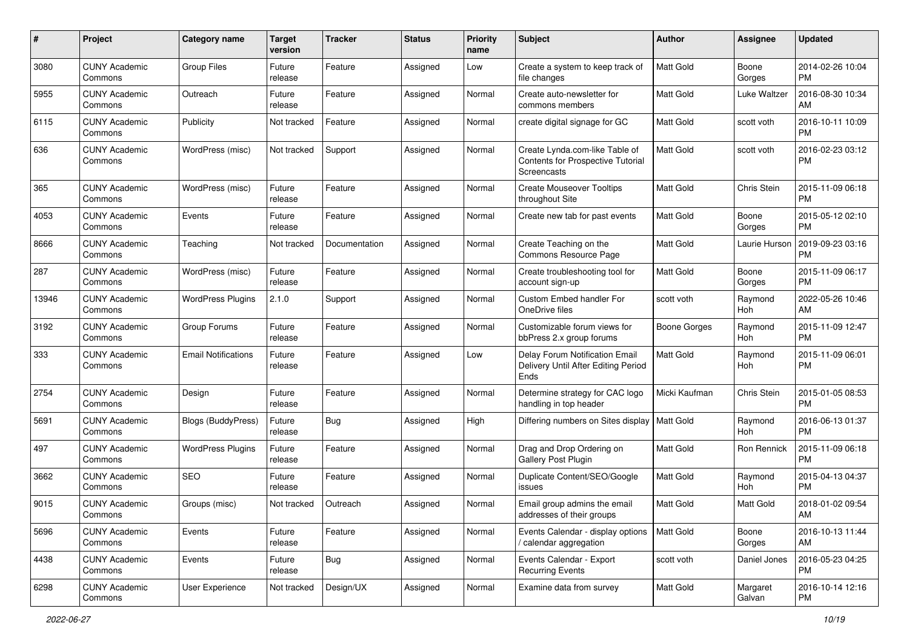| # | Project | Category name | Target version | Tracker | Status | Priority name | Subject | Author | Assignee | Updated |
|---|---|---|---|---|---|---|---|---|---|---|
| 3080 | CUNY Academic Commons | Group Files | Future release | Feature | Assigned | Low | Create a system to keep track of file changes | Matt Gold | Boone Gorges | 2014-02-26 10:04 PM |
| 5955 | CUNY Academic Commons | Outreach | Future release | Feature | Assigned | Normal | Create auto-newsletter for commons members | Matt Gold | Luke Waltzer | 2016-08-30 10:34 AM |
| 6115 | CUNY Academic Commons | Publicity | Not tracked | Feature | Assigned | Normal | create digital signage for GC | Matt Gold | scott voth | 2016-10-11 10:09 PM |
| 636 | CUNY Academic Commons | WordPress (misc) | Not tracked | Support | Assigned | Normal | Create Lynda.com-like Table of Contents for Prospective Tutorial Screencasts | Matt Gold | scott voth | 2016-02-23 03:12 PM |
| 365 | CUNY Academic Commons | WordPress (misc) | Future release | Feature | Assigned | Normal | Create Mouseover Tooltips throughout Site | Matt Gold | Chris Stein | 2015-11-09 06:18 PM |
| 4053 | CUNY Academic Commons | Events | Future release | Feature | Assigned | Normal | Create new tab for past events | Matt Gold | Boone Gorges | 2015-05-12 02:10 PM |
| 8666 | CUNY Academic Commons | Teaching | Not tracked | Documentation | Assigned | Normal | Create Teaching on the Commons Resource Page | Matt Gold | Laurie Hurson | 2019-09-23 03:16 PM |
| 287 | CUNY Academic Commons | WordPress (misc) | Future release | Feature | Assigned | Normal | Create troubleshooting tool for account sign-up | Matt Gold | Boone Gorges | 2015-11-09 06:17 PM |
| 13946 | CUNY Academic Commons | WordPress Plugins | 2.1.0 | Support | Assigned | Normal | Custom Embed handler For OneDrive files | scott voth | Raymond Hoh | 2022-05-26 10:46 AM |
| 3192 | CUNY Academic Commons | Group Forums | Future release | Feature | Assigned | Normal | Customizable forum views for bbPress 2.x group forums | Boone Gorges | Raymond Hoh | 2015-11-09 12:47 PM |
| 333 | CUNY Academic Commons | Email Notifications | Future release | Feature | Assigned | Low | Delay Forum Notification Email Delivery Until After Editing Period Ends | Matt Gold | Raymond Hoh | 2015-11-09 06:01 PM |
| 2754 | CUNY Academic Commons | Design | Future release | Feature | Assigned | Normal | Determine strategy for CAC logo handling in top header | Micki Kaufman | Chris Stein | 2015-01-05 08:53 PM |
| 5691 | CUNY Academic Commons | Blogs (BuddyPress) | Future release | Bug | Assigned | High | Differing numbers on Sites display | Matt Gold | Raymond Hoh | 2016-06-13 01:37 PM |
| 497 | CUNY Academic Commons | WordPress Plugins | Future release | Feature | Assigned | Normal | Drag and Drop Ordering on Gallery Post Plugin | Matt Gold | Ron Rennick | 2015-11-09 06:18 PM |
| 3662 | CUNY Academic Commons | SEO | Future release | Feature | Assigned | Normal | Duplicate Content/SEO/Google issues | Matt Gold | Raymond Hoh | 2015-04-13 04:37 PM |
| 9015 | CUNY Academic Commons | Groups (misc) | Not tracked | Outreach | Assigned | Normal | Email group admins the email addresses of their groups | Matt Gold | Matt Gold | 2018-01-02 09:54 AM |
| 5696 | CUNY Academic Commons | Events | Future release | Feature | Assigned | Normal | Events Calendar - display options / calendar aggregation | Matt Gold | Boone Gorges | 2016-10-13 11:44 AM |
| 4438 | CUNY Academic Commons | Events | Future release | Bug | Assigned | Normal | Events Calendar - Export Recurring Events | scott voth | Daniel Jones | 2016-05-23 04:25 PM |
| 6298 | CUNY Academic Commons | User Experience | Not tracked | Design/UX | Assigned | Normal | Examine data from survey | Matt Gold | Margaret Galvan | 2016-10-14 12:16 PM |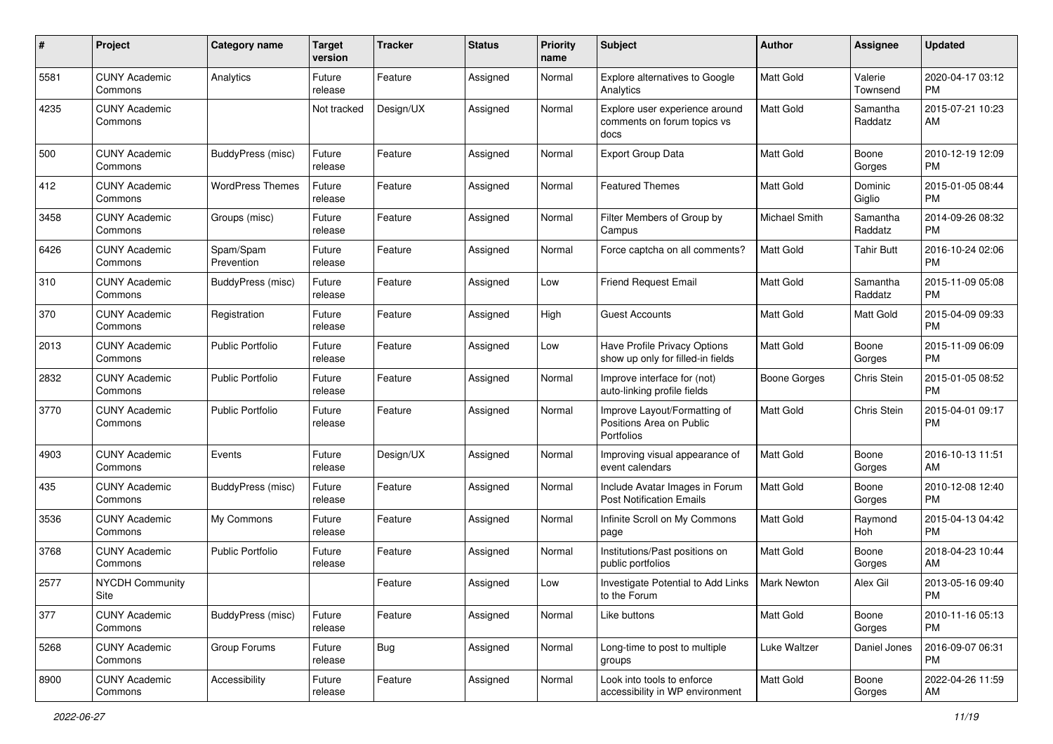| # | Project | Category name | Target version | Tracker | Status | Priority name | Subject | Author | Assignee | Updated |
|---|---|---|---|---|---|---|---|---|---|---|
| 5581 | CUNY Academic Commons | Analytics | Future release | Feature | Assigned | Normal | Explore alternatives to Google Analytics | Matt Gold | Valerie Townsend | 2020-04-17 03:12 PM |
| 4235 | CUNY Academic Commons | | Not tracked | Design/UX | Assigned | Normal | Explore user experience around comments on forum topics vs docs | Matt Gold | Samantha Raddatz | 2015-07-21 10:23 AM |
| 500 | CUNY Academic Commons | BuddyPress (misc) | Future release | Feature | Assigned | Normal | Export Group Data | Matt Gold | Boone Gorges | 2010-12-19 12:09 PM |
| 412 | CUNY Academic Commons | WordPress Themes | Future release | Feature | Assigned | Normal | Featured Themes | Matt Gold | Dominic Giglio | 2015-01-05 08:44 PM |
| 3458 | CUNY Academic Commons | Groups (misc) | Future release | Feature | Assigned | Normal | Filter Members of Group by Campus | Michael Smith | Samantha Raddatz | 2014-09-26 08:32 PM |
| 6426 | CUNY Academic Commons | Spam/Spam Prevention | Future release | Feature | Assigned | Normal | Force captcha on all comments? | Matt Gold | Tahir Butt | 2016-10-24 02:06 PM |
| 310 | CUNY Academic Commons | BuddyPress (misc) | Future release | Feature | Assigned | Low | Friend Request Email | Matt Gold | Samantha Raddatz | 2015-11-09 05:08 PM |
| 370 | CUNY Academic Commons | Registration | Future release | Feature | Assigned | High | Guest Accounts | Matt Gold | Matt Gold | 2015-04-09 09:33 PM |
| 2013 | CUNY Academic Commons | Public Portfolio | Future release | Feature | Assigned | Low | Have Profile Privacy Options show up only for filled-in fields | Matt Gold | Boone Gorges | 2015-11-09 06:09 PM |
| 2832 | CUNY Academic Commons | Public Portfolio | Future release | Feature | Assigned | Normal | Improve interface for (not) auto-linking profile fields | Boone Gorges | Chris Stein | 2015-01-05 08:52 PM |
| 3770 | CUNY Academic Commons | Public Portfolio | Future release | Feature | Assigned | Normal | Improve Layout/Formatting of Positions Area on Public Portfolios | Matt Gold | Chris Stein | 2015-04-01 09:17 PM |
| 4903 | CUNY Academic Commons | Events | Future release | Design/UX | Assigned | Normal | Improving visual appearance of event calendars | Matt Gold | Boone Gorges | 2016-10-13 11:51 AM |
| 435 | CUNY Academic Commons | BuddyPress (misc) | Future release | Feature | Assigned | Normal | Include Avatar Images in Forum Post Notification Emails | Matt Gold | Boone Gorges | 2010-12-08 12:40 PM |
| 3536 | CUNY Academic Commons | My Commons | Future release | Feature | Assigned | Normal | Infinite Scroll on My Commons page | Matt Gold | Raymond Hoh | 2015-04-13 04:42 PM |
| 3768 | CUNY Academic Commons | Public Portfolio | Future release | Feature | Assigned | Normal | Institutions/Past positions on public portfolios | Matt Gold | Boone Gorges | 2018-04-23 10:44 AM |
| 2577 | NYCDH Community Site | | | Feature | Assigned | Low | Investigate Potential to Add Links to the Forum | Mark Newton | Alex Gil | 2013-05-16 09:40 PM |
| 377 | CUNY Academic Commons | BuddyPress (misc) | Future release | Feature | Assigned | Normal | Like buttons | Matt Gold | Boone Gorges | 2010-11-16 05:13 PM |
| 5268 | CUNY Academic Commons | Group Forums | Future release | Bug | Assigned | Normal | Long-time to post to multiple groups | Luke Waltzer | Daniel Jones | 2016-09-07 06:31 PM |
| 8900 | CUNY Academic Commons | Accessibility | Future release | Feature | Assigned | Normal | Look into tools to enforce accessibility in WP environment | Matt Gold | Boone Gorges | 2022-04-26 11:59 AM |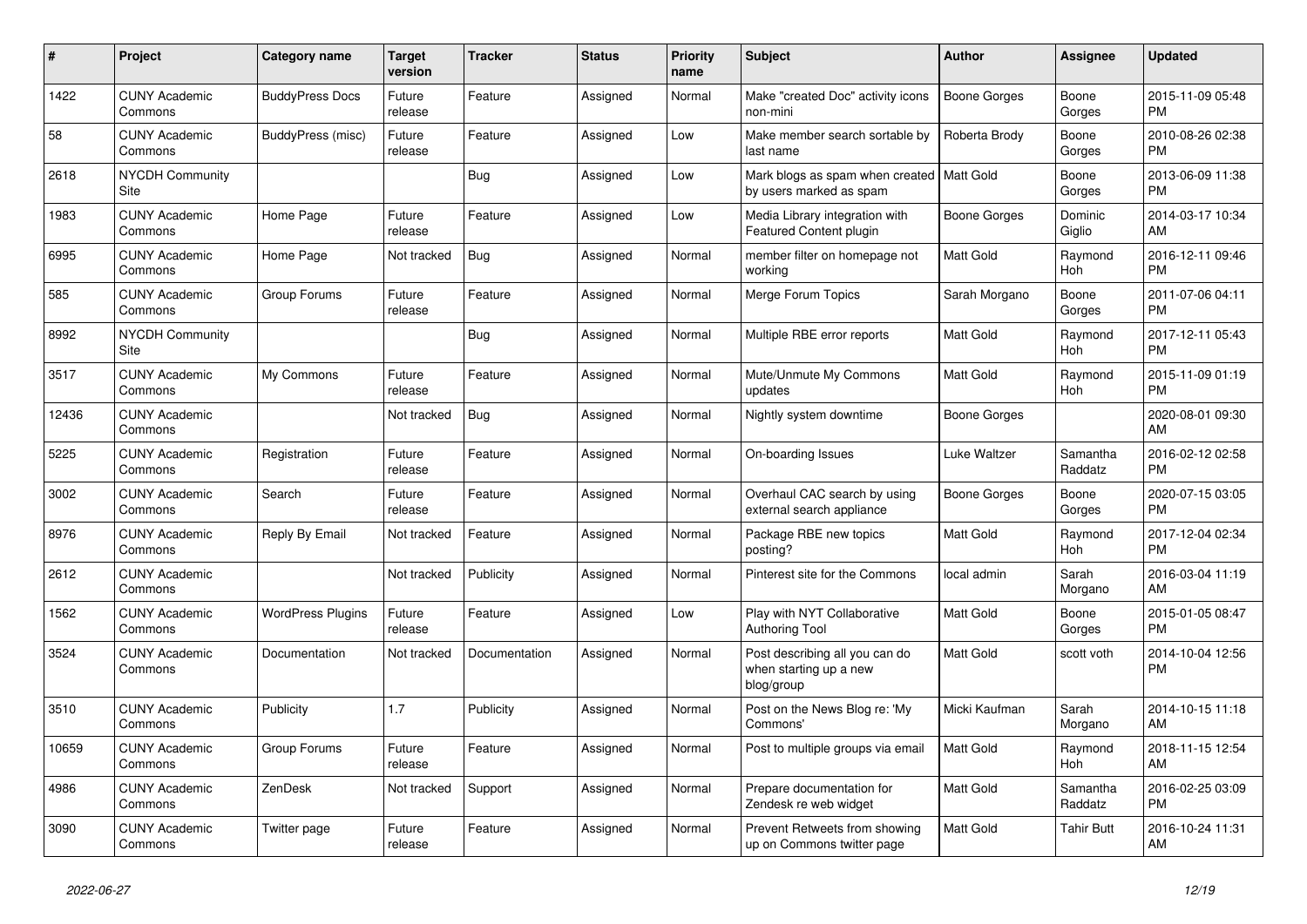| # | Project | Category name | Target version | Tracker | Status | Priority name | Subject | Author | Assignee | Updated |
|---|---|---|---|---|---|---|---|---|---|---|
| 1422 | CUNY Academic Commons | BuddyPress Docs | Future release | Feature | Assigned | Normal | Make "created Doc" activity icons non-mini | Boone Gorges | Boone Gorges | 2015-11-09 05:48 PM |
| 58 | CUNY Academic Commons | BuddyPress (misc) | Future release | Feature | Assigned | Low | Make member search sortable by last name | Roberta Brody | Boone Gorges | 2010-08-26 02:38 PM |
| 2618 | NYCDH Community Site | | | Bug | Assigned | Low | Mark blogs as spam when created by users marked as spam | Matt Gold | Boone Gorges | 2013-06-09 11:38 PM |
| 1983 | CUNY Academic Commons | Home Page | Future release | Feature | Assigned | Low | Media Library integration with Featured Content plugin | Boone Gorges | Dominic Giglio | 2014-03-17 10:34 AM |
| 6995 | CUNY Academic Commons | Home Page | Not tracked | Bug | Assigned | Normal | member filter on homepage not working | Matt Gold | Raymond Hoh | 2016-12-11 09:46 PM |
| 585 | CUNY Academic Commons | Group Forums | Future release | Feature | Assigned | Normal | Merge Forum Topics | Sarah Morgano | Boone Gorges | 2011-07-06 04:11 PM |
| 8992 | NYCDH Community Site | | | Bug | Assigned | Normal | Multiple RBE error reports | Matt Gold | Raymond Hoh | 2017-12-11 05:43 PM |
| 3517 | CUNY Academic Commons | My Commons | Future release | Feature | Assigned | Normal | Mute/Unmute My Commons updates | Matt Gold | Raymond Hoh | 2015-11-09 01:19 PM |
| 12436 | CUNY Academic Commons | | Not tracked | Bug | Assigned | Normal | Nightly system downtime | Boone Gorges | | 2020-08-01 09:30 AM |
| 5225 | CUNY Academic Commons | Registration | Future release | Feature | Assigned | Normal | On-boarding Issues | Luke Waltzer | Samantha Raddatz | 2016-02-12 02:58 PM |
| 3002 | CUNY Academic Commons | Search | Future release | Feature | Assigned | Normal | Overhaul CAC search by using external search appliance | Boone Gorges | Boone Gorges | 2020-07-15 03:05 PM |
| 8976 | CUNY Academic Commons | Reply By Email | Not tracked | Feature | Assigned | Normal | Package RBE new topics posting? | Matt Gold | Raymond Hoh | 2017-12-04 02:34 PM |
| 2612 | CUNY Academic Commons | | Not tracked | Publicity | Assigned | Normal | Pinterest site for the Commons | local admin | Sarah Morgano | 2016-03-04 11:19 AM |
| 1562 | CUNY Academic Commons | WordPress Plugins | Future release | Feature | Assigned | Low | Play with NYT Collaborative Authoring Tool | Matt Gold | Boone Gorges | 2015-01-05 08:47 PM |
| 3524 | CUNY Academic Commons | Documentation | Not tracked | Documentation | Assigned | Normal | Post describing all you can do when starting up a new blog/group | Matt Gold | scott voth | 2014-10-04 12:56 PM |
| 3510 | CUNY Academic Commons | Publicity | 1.7 | Publicity | Assigned | Normal | Post on the News Blog re: 'My Commons' | Micki Kaufman | Sarah Morgano | 2014-10-15 11:18 AM |
| 10659 | CUNY Academic Commons | Group Forums | Future release | Feature | Assigned | Normal | Post to multiple groups via email | Matt Gold | Raymond Hoh | 2018-11-15 12:54 AM |
| 4986 | CUNY Academic Commons | ZenDesk | Not tracked | Support | Assigned | Normal | Prepare documentation for Zendesk re web widget | Matt Gold | Samantha Raddatz | 2016-02-25 03:09 PM |
| 3090 | CUNY Academic Commons | Twitter page | Future release | Feature | Assigned | Normal | Prevent Retweets from showing up on Commons twitter page | Matt Gold | Tahir Butt | 2016-10-24 11:31 AM |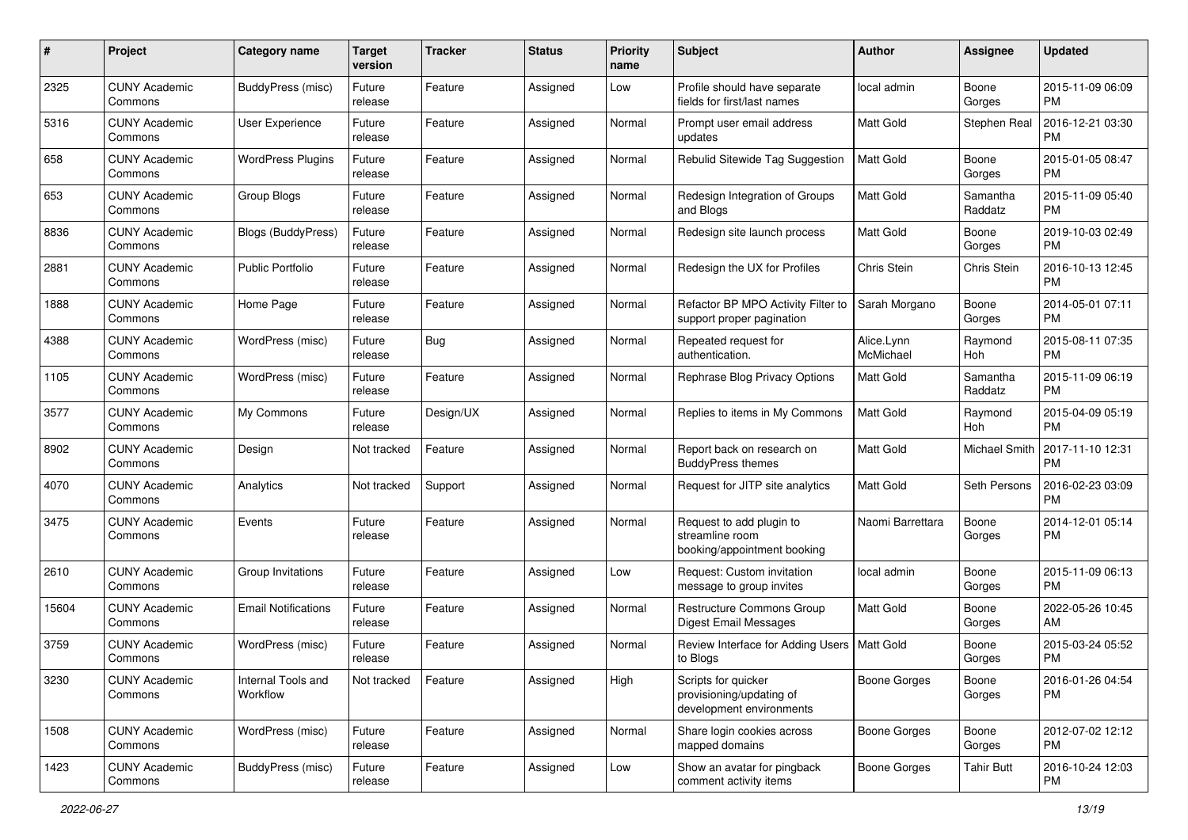| # | Project | Category name | Target version | Tracker | Status | Priority name | Subject | Author | Assignee | Updated |
|---|---|---|---|---|---|---|---|---|---|---|
| 2325 | CUNY Academic Commons | BuddyPress (misc) | Future release | Feature | Assigned | Low | Profile should have separate fields for first/last names | local admin | Boone Gorges | 2015-11-09 06:09 PM |
| 5316 | CUNY Academic Commons | User Experience | Future release | Feature | Assigned | Normal | Prompt user email address updates | Matt Gold | Stephen Real | 2016-12-21 03:30 PM |
| 658 | CUNY Academic Commons | WordPress Plugins | Future release | Feature | Assigned | Normal | Rebulid Sitewide Tag Suggestion | Matt Gold | Boone Gorges | 2015-01-05 08:47 PM |
| 653 | CUNY Academic Commons | Group Blogs | Future release | Feature | Assigned | Normal | Redesign Integration of Groups and Blogs | Matt Gold | Samantha Raddatz | 2015-11-09 05:40 PM |
| 8836 | CUNY Academic Commons | Blogs (BuddyPress) | Future release | Feature | Assigned | Normal | Redesign site launch process | Matt Gold | Boone Gorges | 2019-10-03 02:49 PM |
| 2881 | CUNY Academic Commons | Public Portfolio | Future release | Feature | Assigned | Normal | Redesign the UX for Profiles | Chris Stein | Chris Stein | 2016-10-13 12:45 PM |
| 1888 | CUNY Academic Commons | Home Page | Future release | Feature | Assigned | Normal | Refactor BP MPO Activity Filter to support proper pagination | Sarah Morgano | Boone Gorges | 2014-05-01 07:11 PM |
| 4388 | CUNY Academic Commons | WordPress (misc) | Future release | Bug | Assigned | Normal | Repeated request for authentication. | Alice.Lynn McMichael | Raymond Hoh | 2015-08-11 07:35 PM |
| 1105 | CUNY Academic Commons | WordPress (misc) | Future release | Feature | Assigned | Normal | Rephrase Blog Privacy Options | Matt Gold | Samantha Raddatz | 2015-11-09 06:19 PM |
| 3577 | CUNY Academic Commons | My Commons | Future release | Design/UX | Assigned | Normal | Replies to items in My Commons | Matt Gold | Raymond Hoh | 2015-04-09 05:19 PM |
| 8902 | CUNY Academic Commons | Design | Not tracked | Feature | Assigned | Normal | Report back on research on BuddyPress themes | Matt Gold | Michael Smith | 2017-11-10 12:31 PM |
| 4070 | CUNY Academic Commons | Analytics | Not tracked | Support | Assigned | Normal | Request for JITP site analytics | Matt Gold | Seth Persons | 2016-02-23 03:09 PM |
| 3475 | CUNY Academic Commons | Events | Future release | Feature | Assigned | Normal | Request to add plugin to streamline room booking/appointment booking | Naomi Barrettara | Boone Gorges | 2014-12-01 05:14 PM |
| 2610 | CUNY Academic Commons | Group Invitations | Future release | Feature | Assigned | Low | Request: Custom invitation message to group invites | local admin | Boone Gorges | 2015-11-09 06:13 PM |
| 15604 | CUNY Academic Commons | Email Notifications | Future release | Feature | Assigned | Normal | Restructure Commons Group Digest Email Messages | Matt Gold | Boone Gorges | 2022-05-26 10:45 AM |
| 3759 | CUNY Academic Commons | WordPress (misc) | Future release | Feature | Assigned | Normal | Review Interface for Adding Users to Blogs | Matt Gold | Boone Gorges | 2015-03-24 05:52 PM |
| 3230 | CUNY Academic Commons | Internal Tools and Workflow | Not tracked | Feature | Assigned | High | Scripts for quicker provisioning/updating of development environments | Boone Gorges | Boone Gorges | 2016-01-26 04:54 PM |
| 1508 | CUNY Academic Commons | WordPress (misc) | Future release | Feature | Assigned | Normal | Share login cookies across mapped domains | Boone Gorges | Boone Gorges | 2012-07-02 12:12 PM |
| 1423 | CUNY Academic Commons | BuddyPress (misc) | Future release | Feature | Assigned | Low | Show an avatar for pingback comment activity items | Boone Gorges | Tahir Butt | 2016-10-24 12:03 PM |

*2022-06-27*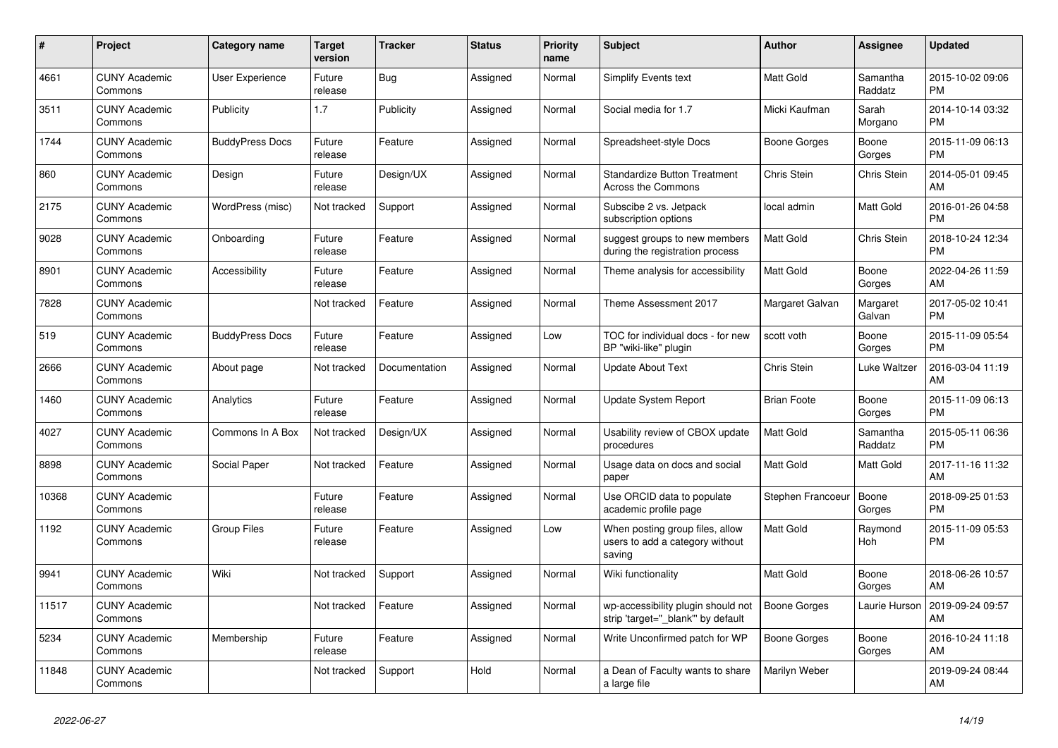| # | Project | Category name | Target version | Tracker | Status | Priority name | Subject | Author | Assignee | Updated |
| --- | --- | --- | --- | --- | --- | --- | --- | --- | --- | --- |
| 4661 | CUNY Academic Commons | User Experience | Future release | Bug | Assigned | Normal | Simplify Events text | Matt Gold | Samantha Raddatz | 2015-10-02 09:06 PM |
| 3511 | CUNY Academic Commons | Publicity | 1.7 | Publicity | Assigned | Normal | Social media for 1.7 | Micki Kaufman | Sarah Morgano | 2014-10-14 03:32 PM |
| 1744 | CUNY Academic Commons | BuddyPress Docs | Future release | Feature | Assigned | Normal | Spreadsheet-style Docs | Boone Gorges | Boone Gorges | 2015-11-09 06:13 PM |
| 860 | CUNY Academic Commons | Design | Future release | Design/UX | Assigned | Normal | Standardize Button Treatment Across the Commons | Chris Stein | Chris Stein | 2014-05-01 09:45 AM |
| 2175 | CUNY Academic Commons | WordPress (misc) | Not tracked | Support | Assigned | Normal | Subscibe 2 vs. Jetpack subscription options | local admin | Matt Gold | 2016-01-26 04:58 PM |
| 9028 | CUNY Academic Commons | Onboarding | Future release | Feature | Assigned | Normal | suggest groups to new members during the registration process | Matt Gold | Chris Stein | 2018-10-24 12:34 PM |
| 8901 | CUNY Academic Commons | Accessibility | Future release | Feature | Assigned | Normal | Theme analysis for accessibility | Matt Gold | Boone Gorges | 2022-04-26 11:59 AM |
| 7828 | CUNY Academic Commons | | Not tracked | Feature | Assigned | Normal | Theme Assessment 2017 | Margaret Galvan | Margaret Galvan | 2017-05-02 10:41 PM |
| 519 | CUNY Academic Commons | BuddyPress Docs | Future release | Feature | Assigned | Low | TOC for individual docs - for new BP "wiki-like" plugin | scott voth | Boone Gorges | 2015-11-09 05:54 PM |
| 2666 | CUNY Academic Commons | About page | Not tracked | Documentation | Assigned | Normal | Update About Text | Chris Stein | Luke Waltzer | 2016-03-04 11:19 AM |
| 1460 | CUNY Academic Commons | Analytics | Future release | Feature | Assigned | Normal | Update System Report | Brian Foote | Boone Gorges | 2015-11-09 06:13 PM |
| 4027 | CUNY Academic Commons | Commons In A Box | Not tracked | Design/UX | Assigned | Normal | Usability review of CBOX update procedures | Matt Gold | Samantha Raddatz | 2015-05-11 06:36 PM |
| 8898 | CUNY Academic Commons | Social Paper | Not tracked | Feature | Assigned | Normal | Usage data on docs and social paper | Matt Gold | Matt Gold | 2017-11-16 11:32 AM |
| 10368 | CUNY Academic Commons | | Future release | Feature | Assigned | Normal | Use ORCID data to populate academic profile page | Stephen Francoeur | Boone Gorges | 2018-09-25 01:53 PM |
| 1192 | CUNY Academic Commons | Group Files | Future release | Feature | Assigned | Low | When posting group files, allow users to add a category without saving | Matt Gold | Raymond Hoh | 2015-11-09 05:53 PM |
| 9941 | CUNY Academic Commons | Wiki | Not tracked | Support | Assigned | Normal | Wiki functionality | Matt Gold | Boone Gorges | 2018-06-26 10:57 AM |
| 11517 | CUNY Academic Commons | | Not tracked | Feature | Assigned | Normal | wp-accessibility plugin should not strip 'target="_blank"' by default | Boone Gorges | Laurie Hurson | 2019-09-24 09:57 AM |
| 5234 | CUNY Academic Commons | Membership | Future release | Feature | Assigned | Normal | Write Unconfirmed patch for WP | Boone Gorges | Boone Gorges | 2016-10-24 11:18 AM |
| 11848 | CUNY Academic Commons | | Not tracked | Support | Hold | Normal | a Dean of Faculty wants to share a large file | Marilyn Weber | | 2019-09-24 08:44 AM |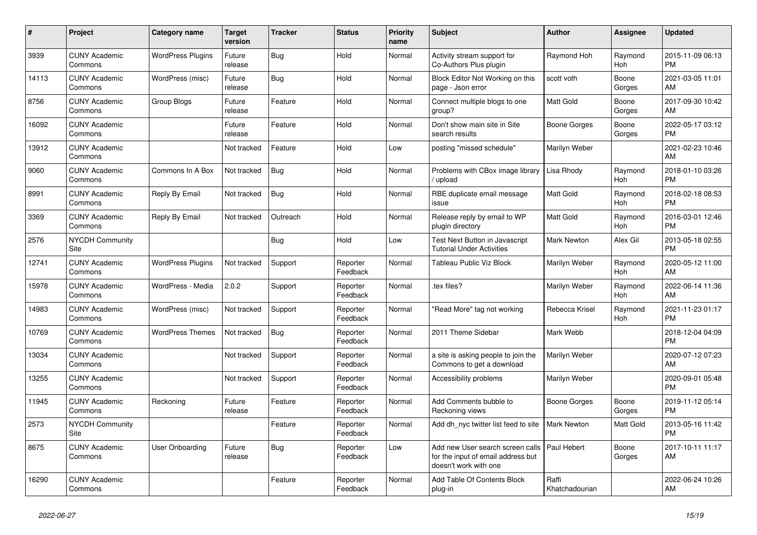| # | Project | Category name | Target version | Tracker | Status | Priority name | Subject | Author | Assignee | Updated |
|---|---|---|---|---|---|---|---|---|---|---|
| 3939 | CUNY Academic Commons | WordPress Plugins | Future release | Bug | Hold | Normal | Activity stream support for Co-Authors Plus plugin | Raymond Hoh | Raymond Hoh | 2015-11-09 06:13 PM |
| 14113 | CUNY Academic Commons | WordPress (misc) | Future release | Bug | Hold | Normal | Block Editor Not Working on this page - Json error | scott voth | Boone Gorges | 2021-03-05 11:01 AM |
| 8756 | CUNY Academic Commons | Group Blogs | Future release | Feature | Hold | Normal | Connect multiple blogs to one group? | Matt Gold | Boone Gorges | 2017-09-30 10:42 AM |
| 16092 | CUNY Academic Commons | | Future release | Feature | Hold | Normal | Don't show main site in Site search results | Boone Gorges | Boone Gorges | 2022-05-17 03:12 PM |
| 13912 | CUNY Academic Commons | | Not tracked | Feature | Hold | Low | posting "missed schedule" | Marilyn Weber | | 2021-02-23 10:46 AM |
| 9060 | CUNY Academic Commons | Commons In A Box | Not tracked | Bug | Hold | Normal | Problems with CBox image library / upload | Lisa Rhody | Raymond Hoh | 2018-01-10 03:26 PM |
| 8991 | CUNY Academic Commons | Reply By Email | Not tracked | Bug | Hold | Normal | RBE duplicate email message issue | Matt Gold | Raymond Hoh | 2018-02-18 08:53 PM |
| 3369 | CUNY Academic Commons | Reply By Email | Not tracked | Outreach | Hold | Normal | Release reply by email to WP plugin directory | Matt Gold | Raymond Hoh | 2016-03-01 12:46 PM |
| 2576 | NYCDH Community Site | | | Bug | Hold | Low | Test Next Button in Javascript Tutorial Under Activities | Mark Newton | Alex Gil | 2013-05-18 02:55 PM |
| 12741 | CUNY Academic Commons | WordPress Plugins | Not tracked | Support | Reporter Feedback | Normal | Tableau Public Viz Block | Marilyn Weber | Raymond Hoh | 2020-05-12 11:00 AM |
| 15978 | CUNY Academic Commons | WordPress - Media | 2.0.2 | Support | Reporter Feedback | Normal | .tex files? | Marilyn Weber | Raymond Hoh | 2022-06-14 11:36 AM |
| 14983 | CUNY Academic Commons | WordPress (misc) | Not tracked | Support | Reporter Feedback | Normal | "Read More" tag not working | Rebecca Krisel | Raymond Hoh | 2021-11-23 01:17 PM |
| 10769 | CUNY Academic Commons | WordPress Themes | Not tracked | Bug | Reporter Feedback | Normal | 2011 Theme Sidebar | Mark Webb | | 2018-12-04 04:09 PM |
| 13034 | CUNY Academic Commons | | Not tracked | Support | Reporter Feedback | Normal | a site is asking people to join the Commons to get a download | Marilyn Weber | | 2020-07-12 07:23 AM |
| 13255 | CUNY Academic Commons | | Not tracked | Support | Reporter Feedback | Normal | Accessibility problems | Marilyn Weber | | 2020-09-01 05:48 PM |
| 11945 | CUNY Academic Commons | Reckoning | Future release | Feature | Reporter Feedback | Normal | Add Comments bubble to Reckoning views | Boone Gorges | Boone Gorges | 2019-11-12 05:14 PM |
| 2573 | NYCDH Community Site | | | Feature | Reporter Feedback | Normal | Add dh_nyc twitter list feed to site | Mark Newton | Matt Gold | 2013-05-16 11:42 PM |
| 8675 | CUNY Academic Commons | User Onboarding | Future release | Bug | Reporter Feedback | Low | Add new User search screen calls for the input of email address but doesn't work with one | Paul Hebert | Boone Gorges | 2017-10-11 11:17 AM |
| 16290 | CUNY Academic Commons | | | Feature | Reporter Feedback | Normal | Add Table Of Contents Block plug-in | Raffi Khatchadourian | | 2022-06-24 10:26 AM |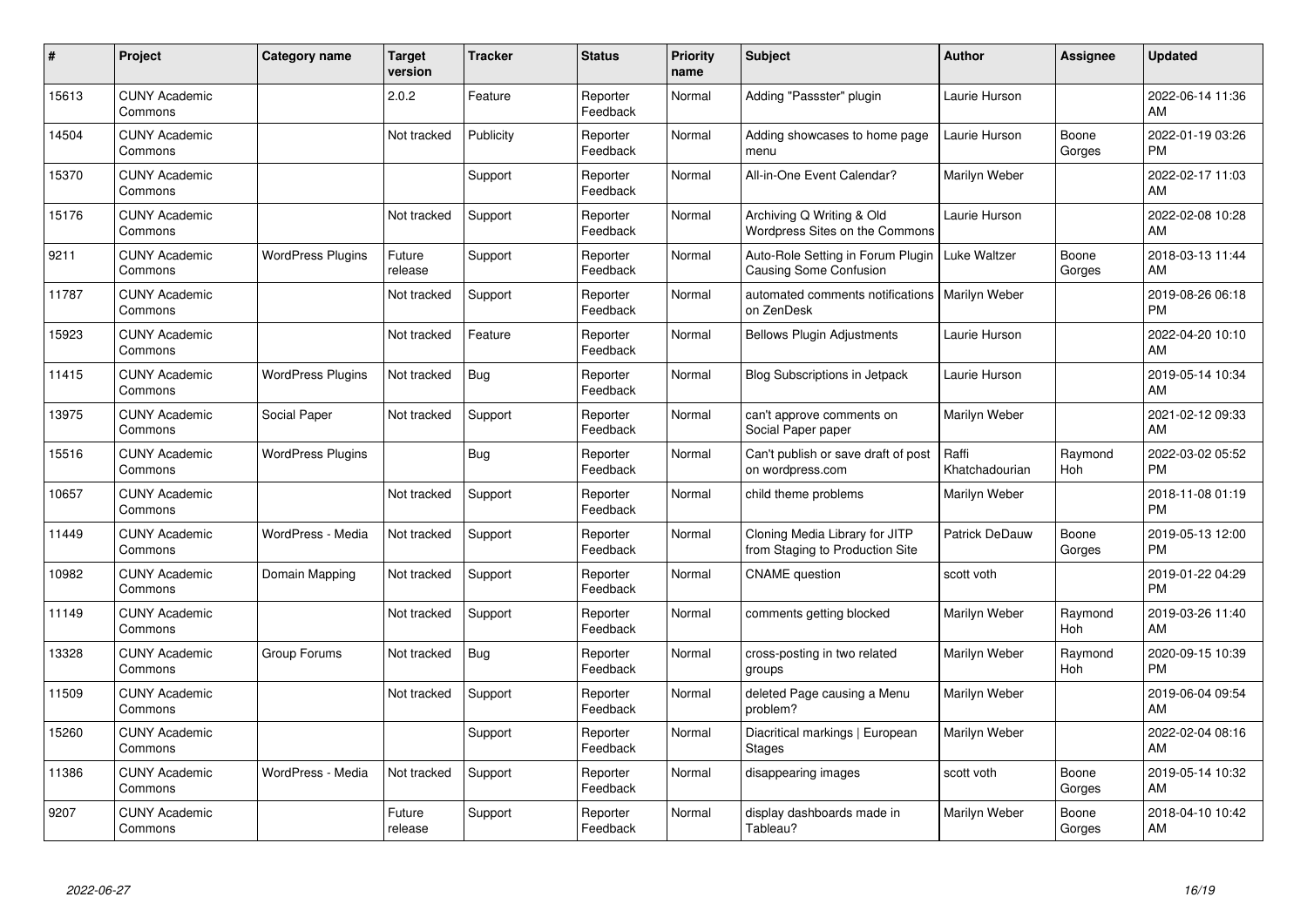| # | Project | Category name | Target version | Tracker | Status | Priority name | Subject | Author | Assignee | Updated |
|---|---|---|---|---|---|---|---|---|---|---|
| 15613 | CUNY Academic Commons | | 2.0.2 | Feature | Reporter Feedback | Normal | Adding "Passster" plugin | Laurie Hurson | | 2022-06-14 11:36 AM |
| 14504 | CUNY Academic Commons | | Not tracked | Publicity | Reporter Feedback | Normal | Adding showcases to home page menu | Laurie Hurson | Boone Gorges | 2022-01-19 03:26 PM |
| 15370 | CUNY Academic Commons | | | Support | Reporter Feedback | Normal | All-in-One Event Calendar? | Marilyn Weber | | 2022-02-17 11:03 AM |
| 15176 | CUNY Academic Commons | | Not tracked | Support | Reporter Feedback | Normal | Archiving Q Writing & Old Wordpress Sites on the Commons | Laurie Hurson | | 2022-02-08 10:28 AM |
| 9211 | CUNY Academic Commons | WordPress Plugins | Future release | Support | Reporter Feedback | Normal | Auto-Role Setting in Forum Plugin Causing Some Confusion | Luke Waltzer | Boone Gorges | 2018-03-13 11:44 AM |
| 11787 | CUNY Academic Commons | | Not tracked | Support | Reporter Feedback | Normal | automated comments notifications on ZenDesk | Marilyn Weber | | 2019-08-26 06:18 PM |
| 15923 | CUNY Academic Commons | | Not tracked | Feature | Reporter Feedback | Normal | Bellows Plugin Adjustments | Laurie Hurson | | 2022-04-20 10:10 AM |
| 11415 | CUNY Academic Commons | WordPress Plugins | Not tracked | Bug | Reporter Feedback | Normal | Blog Subscriptions in Jetpack | Laurie Hurson | | 2019-05-14 10:34 AM |
| 13975 | CUNY Academic Commons | Social Paper | Not tracked | Support | Reporter Feedback | Normal | can't approve comments on Social Paper paper | Marilyn Weber | | 2021-02-12 09:33 AM |
| 15516 | CUNY Academic Commons | WordPress Plugins | | Bug | Reporter Feedback | Normal | Can't publish or save draft of post on wordpress.com | Raffi Khatchadourian | Raymond Hoh | 2022-03-02 05:52 PM |
| 10657 | CUNY Academic Commons | | Not tracked | Support | Reporter Feedback | Normal | child theme problems | Marilyn Weber | | 2018-11-08 01:19 PM |
| 11449 | CUNY Academic Commons | WordPress - Media | Not tracked | Support | Reporter Feedback | Normal | Cloning Media Library for JITP from Staging to Production Site | Patrick DeDauw | Boone Gorges | 2019-05-13 12:00 PM |
| 10982 | CUNY Academic Commons | Domain Mapping | Not tracked | Support | Reporter Feedback | Normal | CNAME question | scott voth | | 2019-01-22 04:29 PM |
| 11149 | CUNY Academic Commons | | Not tracked | Support | Reporter Feedback | Normal | comments getting blocked | Marilyn Weber | Raymond Hoh | 2019-03-26 11:40 AM |
| 13328 | CUNY Academic Commons | Group Forums | Not tracked | Bug | Reporter Feedback | Normal | cross-posting in two related groups | Marilyn Weber | Raymond Hoh | 2020-09-15 10:39 PM |
| 11509 | CUNY Academic Commons | | Not tracked | Support | Reporter Feedback | Normal | deleted Page causing a Menu problem? | Marilyn Weber | | 2019-06-04 09:54 AM |
| 15260 | CUNY Academic Commons | | | Support | Reporter Feedback | Normal | Diacritical markings \| European Stages | Marilyn Weber | | 2022-02-04 08:16 AM |
| 11386 | CUNY Academic Commons | WordPress - Media | Not tracked | Support | Reporter Feedback | Normal | disappearing images | scott voth | Boone Gorges | 2019-05-14 10:32 AM |
| 9207 | CUNY Academic Commons | | Future release | Support | Reporter Feedback | Normal | display dashboards made in Tableau? | Marilyn Weber | Boone Gorges | 2018-04-10 10:42 AM |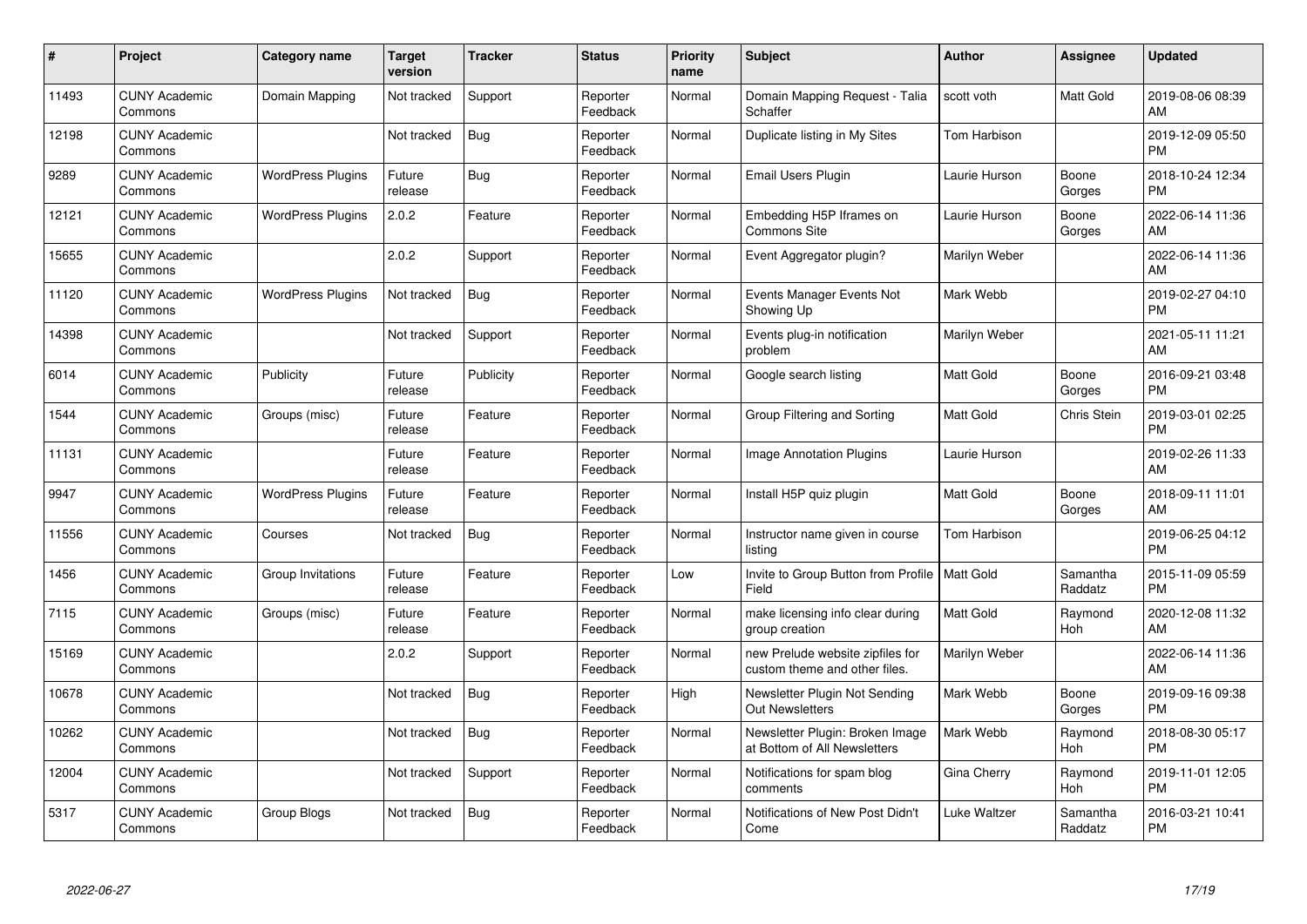| # | Project | Category name | Target version | Tracker | Status | Priority name | Subject | Author | Assignee | Updated |
|---|---|---|---|---|---|---|---|---|---|---|
| 11493 | CUNY Academic Commons | Domain Mapping | Not tracked | Support | Reporter Feedback | Normal | Domain Mapping Request - Talia Schaffer | scott voth | Matt Gold | 2019-08-06 08:39 AM |
| 12198 | CUNY Academic Commons | | Not tracked | Bug | Reporter Feedback | Normal | Duplicate listing in My Sites | Tom Harbison | | 2019-12-09 05:50 PM |
| 9289 | CUNY Academic Commons | WordPress Plugins | Future release | Bug | Reporter Feedback | Normal | Email Users Plugin | Laurie Hurson | Boone Gorges | 2018-10-24 12:34 PM |
| 12121 | CUNY Academic Commons | WordPress Plugins | 2.0.2 | Feature | Reporter Feedback | Normal | Embedding H5P Iframes on Commons Site | Laurie Hurson | Boone Gorges | 2022-06-14 11:36 AM |
| 15655 | CUNY Academic Commons | | 2.0.2 | Support | Reporter Feedback | Normal | Event Aggregator plugin? | Marilyn Weber | | 2022-06-14 11:36 AM |
| 11120 | CUNY Academic Commons | WordPress Plugins | Not tracked | Bug | Reporter Feedback | Normal | Events Manager Events Not Showing Up | Mark Webb | | 2019-02-27 04:10 PM |
| 14398 | CUNY Academic Commons | | Not tracked | Support | Reporter Feedback | Normal | Events plug-in notification problem | Marilyn Weber | | 2021-05-11 11:21 AM |
| 6014 | CUNY Academic Commons | Publicity | Future release | Publicity | Reporter Feedback | Normal | Google search listing | Matt Gold | Boone Gorges | 2016-09-21 03:48 PM |
| 1544 | CUNY Academic Commons | Groups (misc) | Future release | Feature | Reporter Feedback | Normal | Group Filtering and Sorting | Matt Gold | Chris Stein | 2019-03-01 02:25 PM |
| 11131 | CUNY Academic Commons | | Future release | Feature | Reporter Feedback | Normal | Image Annotation Plugins | Laurie Hurson | | 2019-02-26 11:33 AM |
| 9947 | CUNY Academic Commons | WordPress Plugins | Future release | Feature | Reporter Feedback | Normal | Install H5P quiz plugin | Matt Gold | Boone Gorges | 2018-09-11 11:01 AM |
| 11556 | CUNY Academic Commons | Courses | Not tracked | Bug | Reporter Feedback | Normal | Instructor name given in course listing | Tom Harbison | | 2019-06-25 04:12 PM |
| 1456 | CUNY Academic Commons | Group Invitations | Future release | Feature | Reporter Feedback | Low | Invite to Group Button from Profile Field | Matt Gold | Samantha Raddatz | 2015-11-09 05:59 PM |
| 7115 | CUNY Academic Commons | Groups (misc) | Future release | Feature | Reporter Feedback | Normal | make licensing info clear during group creation | Matt Gold | Raymond Hoh | 2020-12-08 11:32 AM |
| 15169 | CUNY Academic Commons | | 2.0.2 | Support | Reporter Feedback | Normal | new Prelude website zipfiles for custom theme and other files. | Marilyn Weber | | 2022-06-14 11:36 AM |
| 10678 | CUNY Academic Commons | | Not tracked | Bug | Reporter Feedback | High | Newsletter Plugin Not Sending Out Newsletters | Mark Webb | Boone Gorges | 2019-09-16 09:38 PM |
| 10262 | CUNY Academic Commons | | Not tracked | Bug | Reporter Feedback | Normal | Newsletter Plugin: Broken Image at Bottom of All Newsletters | Mark Webb | Raymond Hoh | 2018-08-30 05:17 PM |
| 12004 | CUNY Academic Commons | | Not tracked | Support | Reporter Feedback | Normal | Notifications for spam blog comments | Gina Cherry | Raymond Hoh | 2019-11-01 12:05 PM |
| 5317 | CUNY Academic Commons | Group Blogs | Not tracked | Bug | Reporter Feedback | Normal | Notifications of New Post Didn't Come | Luke Waltzer | Samantha Raddatz | 2016-03-21 10:41 PM |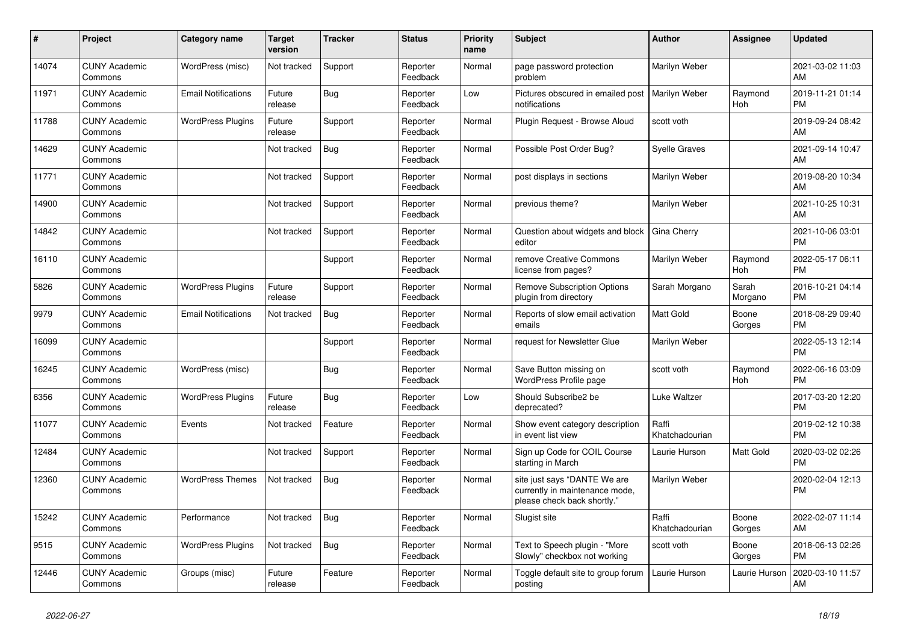| # | Project | Category name | Target version | Tracker | Status | Priority name | Subject | Author | Assignee | Updated |
|---|---|---|---|---|---|---|---|---|---|---|
| 14074 | CUNY Academic Commons | WordPress (misc) | Not tracked | Support | Reporter Feedback | Normal | page password protection problem | Marilyn Weber | | 2021-03-02 11:03 AM |
| 11971 | CUNY Academic Commons | Email Notifications | Future release | Bug | Reporter Feedback | Low | Pictures obscured in emailed post notifications | Marilyn Weber | Raymond Hoh | 2019-11-21 01:14 PM |
| 11788 | CUNY Academic Commons | WordPress Plugins | Future release | Support | Reporter Feedback | Normal | Plugin Request - Browse Aloud | scott voth | | 2019-09-24 08:42 AM |
| 14629 | CUNY Academic Commons | | Not tracked | Bug | Reporter Feedback | Normal | Possible Post Order Bug? | Syelle Graves | | 2021-09-14 10:47 AM |
| 11771 | CUNY Academic Commons | | Not tracked | Support | Reporter Feedback | Normal | post displays in sections | Marilyn Weber | | 2019-08-20 10:34 AM |
| 14900 | CUNY Academic Commons | | Not tracked | Support | Reporter Feedback | Normal | previous theme? | Marilyn Weber | | 2021-10-25 10:31 AM |
| 14842 | CUNY Academic Commons | | Not tracked | Support | Reporter Feedback | Normal | Question about widgets and block editor | Gina Cherry | | 2021-10-06 03:01 PM |
| 16110 | CUNY Academic Commons | | | Support | Reporter Feedback | Normal | remove Creative Commons license from pages? | Marilyn Weber | Raymond Hoh | 2022-05-17 06:11 PM |
| 5826 | CUNY Academic Commons | WordPress Plugins | Future release | Support | Reporter Feedback | Normal | Remove Subscription Options plugin from directory | Sarah Morgano | Sarah Morgano | 2016-10-21 04:14 PM |
| 9979 | CUNY Academic Commons | Email Notifications | Not tracked | Bug | Reporter Feedback | Normal | Reports of slow email activation emails | Matt Gold | Boone Gorges | 2018-08-29 09:40 PM |
| 16099 | CUNY Academic Commons | | | Support | Reporter Feedback | Normal | request for Newsletter Glue | Marilyn Weber | | 2022-05-13 12:14 PM |
| 16245 | CUNY Academic Commons | WordPress (misc) | | Bug | Reporter Feedback | Normal | Save Button missing on WordPress Profile page | scott voth | Raymond Hoh | 2022-06-16 03:09 PM |
| 6356 | CUNY Academic Commons | WordPress Plugins | Future release | Bug | Reporter Feedback | Low | Should Subscribe2 be deprecated? | Luke Waltzer | | 2017-03-20 12:20 PM |
| 11077 | CUNY Academic Commons | Events | Not tracked | Feature | Reporter Feedback | Normal | Show event category description in event list view | Raffi Khatchadourian | | 2019-02-12 10:38 PM |
| 12484 | CUNY Academic Commons | | Not tracked | Support | Reporter Feedback | Normal | Sign up Code for COIL Course starting in March | Laurie Hurson | Matt Gold | 2020-03-02 02:26 PM |
| 12360 | CUNY Academic Commons | WordPress Themes | Not tracked | Bug | Reporter Feedback | Normal | site just says "DANTE We are currently in maintenance mode, please check back shortly." | Marilyn Weber | | 2020-02-04 12:13 PM |
| 15242 | CUNY Academic Commons | Performance | Not tracked | Bug | Reporter Feedback | Normal | Slugist site | Raffi Khatchadourian | Boone Gorges | 2022-02-07 11:14 AM |
| 9515 | CUNY Academic Commons | WordPress Plugins | Not tracked | Bug | Reporter Feedback | Normal | Text to Speech plugin - "More Slowly" checkbox not working | scott voth | Boone Gorges | 2018-06-13 02:26 PM |
| 12446 | CUNY Academic Commons | Groups (misc) | Future release | Feature | Reporter Feedback | Normal | Toggle default site to group forum posting | Laurie Hurson | Laurie Hurson | 2020-03-10 11:57 AM |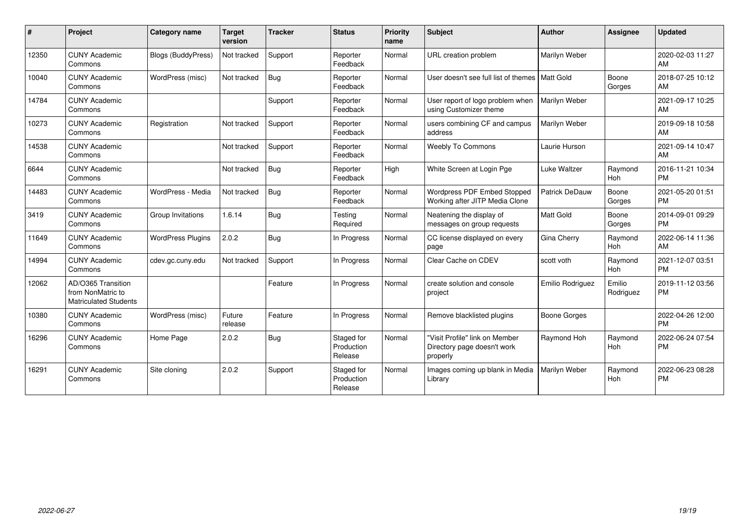| # | Project | Category name | Target version | Tracker | Status | Priority name | Subject | Author | Assignee | Updated |
|---|---|---|---|---|---|---|---|---|---|---|
| 12350 | CUNY Academic Commons | Blogs (BuddyPress) | Not tracked | Support | Reporter Feedback | Normal | URL creation problem | Marilyn Weber | | 2020-02-03 11:27 AM |
| 10040 | CUNY Academic Commons | WordPress (misc) | Not tracked | Bug | Reporter Feedback | Normal | User doesn't see full list of themes | Matt Gold | Boone Gorges | 2018-07-25 10:12 AM |
| 14784 | CUNY Academic Commons | | | Support | Reporter Feedback | Normal | User report of logo problem when using Customizer theme | Marilyn Weber | | 2021-09-17 10:25 AM |
| 10273 | CUNY Academic Commons | Registration | Not tracked | Support | Reporter Feedback | Normal | users combining CF and campus address | Marilyn Weber | | 2019-09-18 10:58 AM |
| 14538 | CUNY Academic Commons | | Not tracked | Support | Reporter Feedback | Normal | Weebly To Commons | Laurie Hurson | | 2021-09-14 10:47 AM |
| 6644 | CUNY Academic Commons | | Not tracked | Bug | Reporter Feedback | High | White Screen at Login Pge | Luke Waltzer | Raymond Hoh | 2016-11-21 10:34 PM |
| 14483 | CUNY Academic Commons | WordPress - Media | Not tracked | Bug | Reporter Feedback | Normal | Wordpress PDF Embed Stopped Working after JITP Media Clone | Patrick DeDauw | Boone Gorges | 2021-05-20 01:51 PM |
| 3419 | CUNY Academic Commons | Group Invitations | 1.6.14 | Bug | Testing Required | Normal | Neatening the display of messages on group requests | Matt Gold | Boone Gorges | 2014-09-01 09:29 PM |
| 11649 | CUNY Academic Commons | WordPress Plugins | 2.0.2 | Bug | In Progress | Normal | CC license displayed on every page | Gina Cherry | Raymond Hoh | 2022-06-14 11:36 AM |
| 14994 | CUNY Academic Commons | cdev.gc.cuny.edu | Not tracked | Support | In Progress | Normal | Clear Cache on CDEV | scott voth | Raymond Hoh | 2021-12-07 03:51 PM |
| 12062 | AD/O365 Transition from NonMatric to Matriculated Students | | | Feature | In Progress | Normal | create solution and console project | Emilio Rodriguez | Emilio Rodriguez | 2019-11-12 03:56 PM |
| 10380 | CUNY Academic Commons | WordPress (misc) | Future release | Feature | In Progress | Normal | Remove blacklisted plugins | Boone Gorges | | 2022-04-26 12:00 PM |
| 16296 | CUNY Academic Commons | Home Page | 2.0.2 | Bug | Staged for Production Release | Normal | "Visit Profile" link on Member Directory page doesn't work properly | Raymond Hoh | Raymond Hoh | 2022-06-24 07:54 PM |
| 16291 | CUNY Academic Commons | Site cloning | 2.0.2 | Support | Staged for Production Release | Normal | Images coming up blank in Media Library | Marilyn Weber | Raymond Hoh | 2022-06-23 08:28 PM |